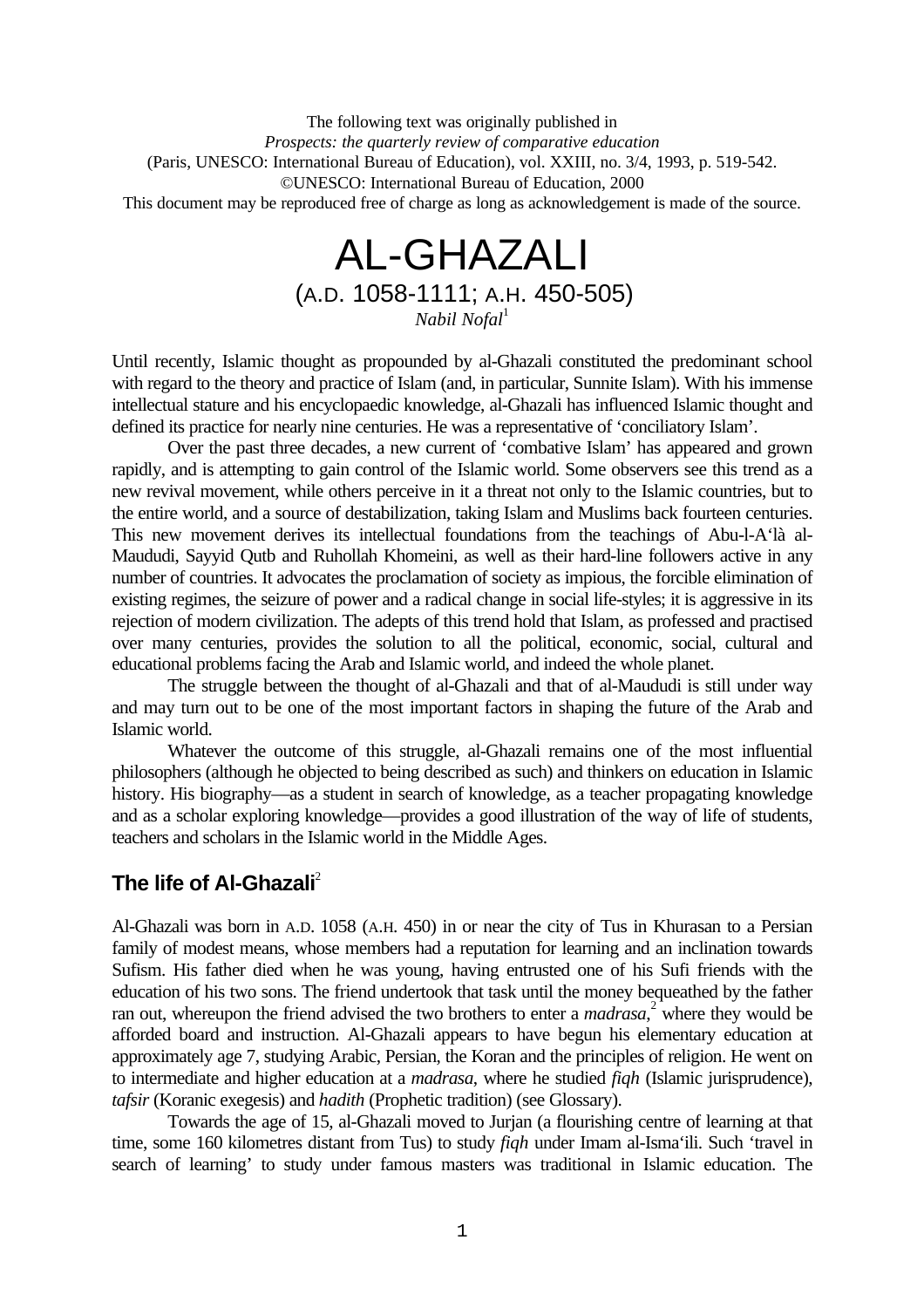The following text was originally published in
*Prospects: the quarterly review of comparative education*
(Paris, UNESCO: International Bureau of Education), vol. XXIII, no. 3/4, 1993, p. 519-542.
©UNESCO: International Bureau of Education, 2000
This document may be reproduced free of charge as long as acknowledgement is made of the source.

# AL-GHAZALI

## (A.D. 1058-1111; A.H. 450-505)

*Nabil Nofal*[1]

Until recently, Islamic thought as propounded by al-Ghazali constituted the predominant school with regard to the theory and practice of Islam (and, in particular, Sunnite Islam). With his immense intellectual stature and his encyclopaedic knowledge, al-Ghazali has influenced Islamic thought and defined its practice for nearly nine centuries. He was a representative of 'conciliatory Islam'.

Over the past three decades, a new current of 'combative Islam' has appeared and grown rapidly, and is attempting to gain control of the Islamic world. Some observers see this trend as a new revival movement, while others perceive in it a threat not only to the Islamic countries, but to the entire world, and a source of destabilization, taking Islam and Muslims back fourteen centuries. This new movement derives its intellectual foundations from the teachings of Abu-l-A'là al-Maududi, Sayyid Qutb and Ruhollah Khomeini, as well as their hard-line followers active in any number of countries. It advocates the proclamation of society as impious, the forcible elimination of existing regimes, the seizure of power and a radical change in social life-styles; it is aggressive in its rejection of modern civilization. The adepts of this trend hold that Islam, as professed and practised over many centuries, provides the solution to all the political, economic, social, cultural and educational problems facing the Arab and Islamic world, and indeed the whole planet.

The struggle between the thought of al-Ghazali and that of al-Maududi is still under way and may turn out to be one of the most important factors in shaping the future of the Arab and Islamic world.

Whatever the outcome of this struggle, al-Ghazali remains one of the most influential philosophers (although he objected to being described as such) and thinkers on education in Islamic history. His biography—as a student in search of knowledge, as a teacher propagating knowledge and as a scholar exploring knowledge—provides a good illustration of the way of life of students, teachers and scholars in the Islamic world in the Middle Ages.

### The life of Al-Ghazali[2]

Al-Ghazali was born in A.D. 1058 (A.H. 450) in or near the city of Tus in Khurasan to a Persian family of modest means, whose members had a reputation for learning and an inclination towards Sufism. His father died when he was young, having entrusted one of his Sufi friends with the education of his two sons. The friend undertook that task until the money bequeathed by the father ran out, whereupon the friend advised the two brothers to enter a *madrasa*,[2] where they would be afforded board and instruction. Al-Ghazali appears to have begun his elementary education at approximately age 7, studying Arabic, Persian, the Koran and the principles of religion. He went on to intermediate and higher education at a *madrasa*, where he studied *fiqh* (Islamic jurisprudence), *tafsir* (Koranic exegesis) and *hadith* (Prophetic tradition) (see Glossary).

Towards the age of 15, al-Ghazali moved to Jurjan (a flourishing centre of learning at that time, some 160 kilometres distant from Tus) to study *fiqh* under Imam al-Isma'ili. Such 'travel in search of learning' to study under famous masters was traditional in Islamic education. The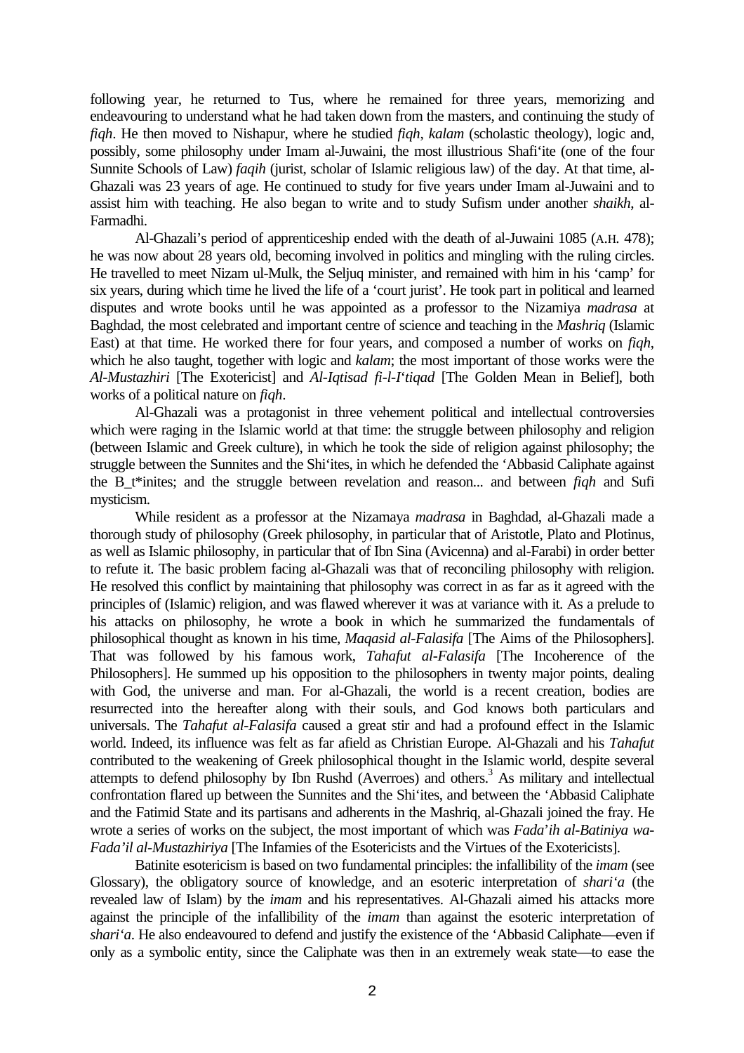following year, he returned to Tus, where he remained for three years, memorizing and endeavouring to understand what he had taken down from the masters, and continuing the study of *fiqh*. He then moved to Nishapur, where he studied *fiqh*, *kalam* (scholastic theology), logic and, possibly, some philosophy under Imam al-Juwaini, the most illustrious Shafi'ite (one of the four Sunnite Schools of Law) *faqih* (jurist, scholar of Islamic religious law) of the day. At that time, al-Ghazali was 23 years of age. He continued to study for five years under Imam al-Juwaini and to assist him with teaching. He also began to write and to study Sufism under another *shaikh*, al-Farmadhi.

Al-Ghazali's period of apprenticeship ended with the death of al-Juwaini 1085 (A.H. 478); he was now about 28 years old, becoming involved in politics and mingling with the ruling circles. He travelled to meet Nizam ul-Mulk, the Seljuq minister, and remained with him in his 'camp' for six years, during which time he lived the life of a 'court jurist'. He took part in political and learned disputes and wrote books until he was appointed as a professor to the Nizamiya *madrasa* at Baghdad, the most celebrated and important centre of science and teaching in the *Mashriq* (Islamic East) at that time. He worked there for four years, and composed a number of works on *fiqh*, which he also taught, together with logic and *kalam*; the most important of those works were the *Al-Mustazhiri* [The Exotericist] and *Al-Iqtisad fi-l-I'tiqad* [The Golden Mean in Belief], both works of a political nature on *fiqh*.

Al-Ghazali was a protagonist in three vehement political and intellectual controversies which were raging in the Islamic world at that time: the struggle between philosophy and religion (between Islamic and Greek culture), in which he took the side of religion against philosophy; the struggle between the Sunnites and the Shi'ites, in which he defended the 'Abbasid Caliphate against the B_t*inites; and the struggle between revelation and reason... and between *fiqh* and Sufi mysticism.

While resident as a professor at the Nizamaya *madrasa* in Baghdad, al-Ghazali made a thorough study of philosophy (Greek philosophy, in particular that of Aristotle, Plato and Plotinus, as well as Islamic philosophy, in particular that of Ibn Sina (Avicenna) and al-Farabi) in order better to refute it. The basic problem facing al-Ghazali was that of reconciling philosophy with religion. He resolved this conflict by maintaining that philosophy was correct in as far as it agreed with the principles of (Islamic) religion, and was flawed wherever it was at variance with it. As a prelude to his attacks on philosophy, he wrote a book in which he summarized the fundamentals of philosophical thought as known in his time, *Maqasid al-Falasifa* [The Aims of the Philosophers]. That was followed by his famous work, *Tahafut al-Falasifa* [The Incoherence of the Philosophers]. He summed up his opposition to the philosophers in twenty major points, dealing with God, the universe and man. For al-Ghazali, the world is a recent creation, bodies are resurrected into the hereafter along with their souls, and God knows both particulars and universals. The *Tahafut al-Falasifa* caused a great stir and had a profound effect in the Islamic world. Indeed, its influence was felt as far afield as Christian Europe. Al-Ghazali and his *Tahafut* contributed to the weakening of Greek philosophical thought in the Islamic world, despite several attempts to defend philosophy by Ibn Rushd (Averroes) and others.[3] As military and intellectual confrontation flared up between the Sunnites and the Shi'ites, and between the 'Abbasid Caliphate and the Fatimid State and its partisans and adherents in the Mashriq, al-Ghazali joined the fray. He wrote a series of works on the subject, the most important of which was *Fada'ih al-Batiniya wa-Fada'il al-Mustazhiriya* [The Infamies of the Esotericists and the Virtues of the Exotericists].

Batinite esotericism is based on two fundamental principles: the infallibility of the *imam* (see Glossary), the obligatory source of knowledge, and an esoteric interpretation of *shari'a* (the revealed law of Islam) by the *imam* and his representatives. Al-Ghazali aimed his attacks more against the principle of the infallibility of the *imam* than against the esoteric interpretation of *shari'a*. He also endeavoured to defend and justify the existence of the 'Abbasid Caliphate—even if only as a symbolic entity, since the Caliphate was then in an extremely weak state—to ease the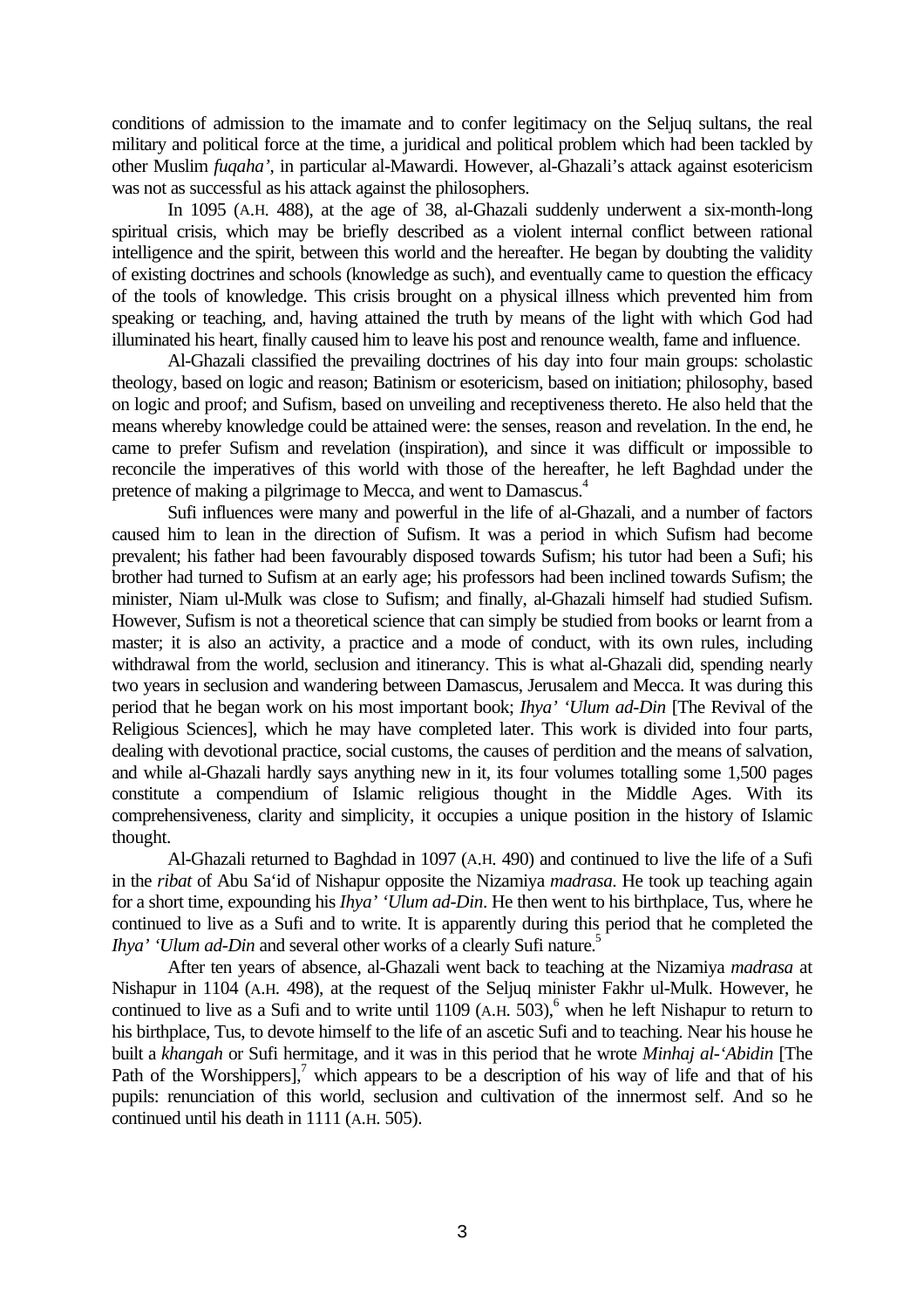conditions of admission to the imamate and to confer legitimacy on the Seljuq sultans, the real military and political force at the time, a juridical and political problem which had been tackled by other Muslim *fuqaha'*, in particular al-Mawardi. However, al-Ghazali's attack against esotericism was not as successful as his attack against the philosophers.

In 1095 (A.H. 488), at the age of 38, al-Ghazali suddenly underwent a six-month-long spiritual crisis, which may be briefly described as a violent internal conflict between rational intelligence and the spirit, between this world and the hereafter. He began by doubting the validity of existing doctrines and schools (knowledge as such), and eventually came to question the efficacy of the tools of knowledge. This crisis brought on a physical illness which prevented him from speaking or teaching, and, having attained the truth by means of the light with which God had illuminated his heart, finally caused him to leave his post and renounce wealth, fame and influence.

Al-Ghazali classified the prevailing doctrines of his day into four main groups: scholastic theology, based on logic and reason; Batinism or esotericism, based on initiation; philosophy, based on logic and proof; and Sufism, based on unveiling and receptiveness thereto. He also held that the means whereby knowledge could be attained were: the senses, reason and revelation. In the end, he came to prefer Sufism and revelation (inspiration), and since it was difficult or impossible to reconcile the imperatives of this world with those of the hereafter, he left Baghdad under the pretence of making a pilgrimage to Mecca, and went to Damascus.[4]

Sufi influences were many and powerful in the life of al-Ghazali, and a number of factors caused him to lean in the direction of Sufism. It was a period in which Sufism had become prevalent; his father had been favourably disposed towards Sufism; his tutor had been a Sufi; his brother had turned to Sufism at an early age; his professors had been inclined towards Sufism; the minister, Niam ul-Mulk was close to Sufism; and finally, al-Ghazali himself had studied Sufism. However, Sufism is not a theoretical science that can simply be studied from books or learnt from a master; it is also an activity, a practice and a mode of conduct, with its own rules, including withdrawal from the world, seclusion and itinerancy. This is what al-Ghazali did, spending nearly two years in seclusion and wandering between Damascus, Jerusalem and Mecca. It was during this period that he began work on his most important book; *Ihya' 'Ulum ad-Din* [The Revival of the Religious Sciences], which he may have completed later. This work is divided into four parts, dealing with devotional practice, social customs, the causes of perdition and the means of salvation, and while al-Ghazali hardly says anything new in it, its four volumes totalling some 1,500 pages constitute a compendium of Islamic religious thought in the Middle Ages. With its comprehensiveness, clarity and simplicity, it occupies a unique position in the history of Islamic thought.

Al-Ghazali returned to Baghdad in 1097 (A.H. 490) and continued to live the life of a Sufi in the *ribat* of Abu Sa'id of Nishapur opposite the Nizamiya *madrasa*. He took up teaching again for a short time, expounding his *Ihya' 'Ulum ad-Din*. He then went to his birthplace, Tus, where he continued to live as a Sufi and to write. It is apparently during this period that he completed the *Ihya' 'Ulum ad-Din* and several other works of a clearly Sufi nature.[5]

After ten years of absence, al-Ghazali went back to teaching at the Nizamiya *madrasa* at Nishapur in 1104 (A.H. 498), at the request of the Seljuq minister Fakhr ul-Mulk. However, he continued to live as a Sufi and to write until 1109 (A.H. 503),[6] when he left Nishapur to return to his birthplace, Tus, to devote himself to the life of an ascetic Sufi and to teaching. Near his house he built a *khangah* or Sufi hermitage, and it was in this period that he wrote *Minhaj al-'Abidin* [The Path of the Worshippers],[7] which appears to be a description of his way of life and that of his pupils: renunciation of this world, seclusion and cultivation of the innermost self. And so he continued until his death in 1111 (A.H. 505).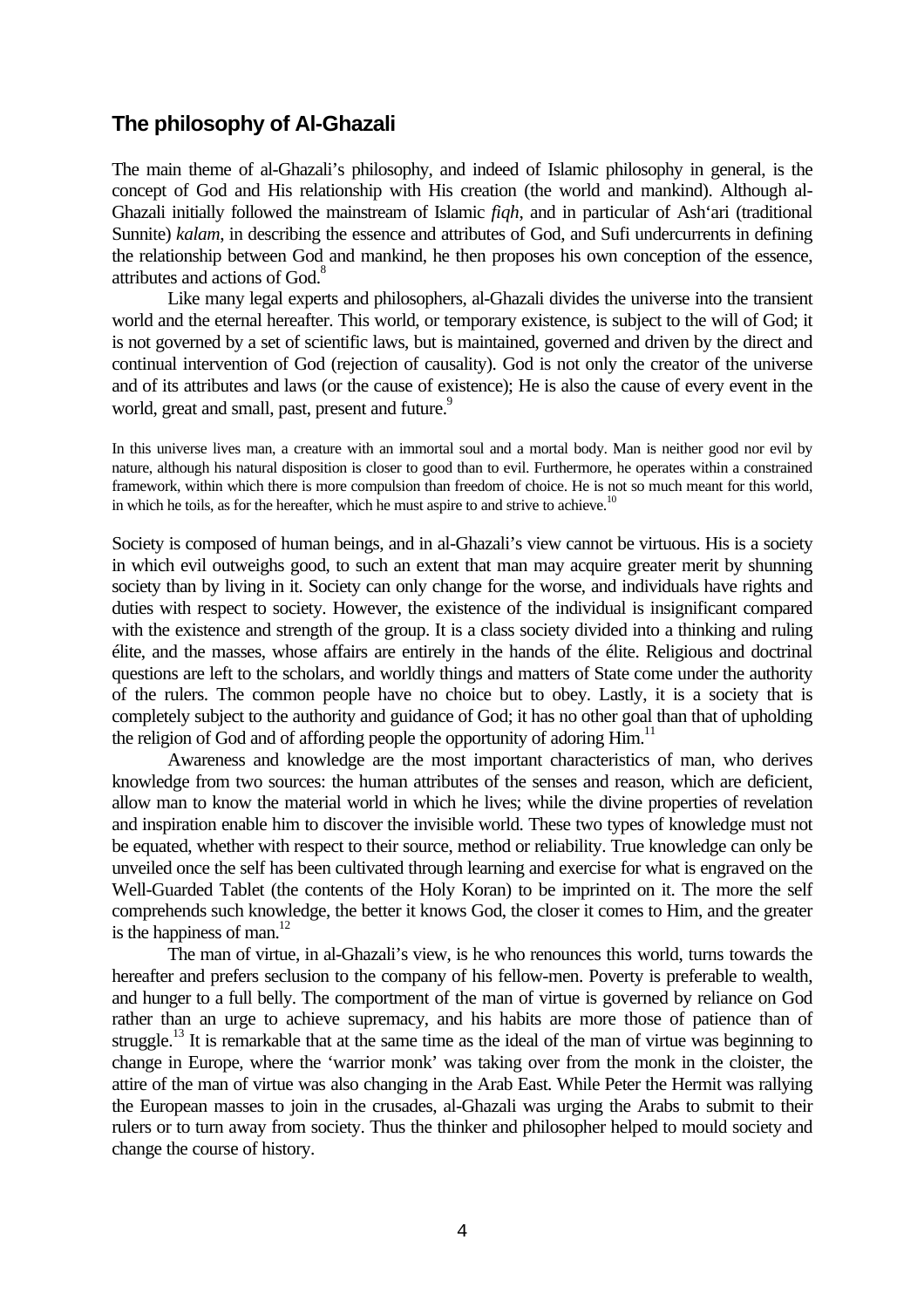## The philosophy of Al-Ghazali

The main theme of al-Ghazali's philosophy, and indeed of Islamic philosophy in general, is the concept of God and His relationship with His creation (the world and mankind). Although al-Ghazali initially followed the mainstream of Islamic *fiqh*, and in particular of Ash'ari (traditional Sunnite) *kalam*, in describing the essence and attributes of God, and Sufi undercurrents in defining the relationship between God and mankind, he then proposes his own conception of the essence, attributes and actions of God.[8]

Like many legal experts and philosophers, al-Ghazali divides the universe into the transient world and the eternal hereafter. This world, or temporary existence, is subject to the will of God; it is not governed by a set of scientific laws, but is maintained, governed and driven by the direct and continual intervention of God (rejection of causality). God is not only the creator of the universe and of its attributes and laws (or the cause of existence); He is also the cause of every event in the world, great and small, past, present and future.[9]

In this universe lives man, a creature with an immortal soul and a mortal body. Man is neither good nor evil by nature, although his natural disposition is closer to good than to evil. Furthermore, he operates within a constrained framework, within which there is more compulsion than freedom of choice. He is not so much meant for this world, in which he toils, as for the hereafter, which he must aspire to and strive to achieve.[10]

Society is composed of human beings, and in al-Ghazali's view cannot be virtuous. His is a society in which evil outweighs good, to such an extent that man may acquire greater merit by shunning society than by living in it. Society can only change for the worse, and individuals have rights and duties with respect to society. However, the existence of the individual is insignificant compared with the existence and strength of the group. It is a class society divided into a thinking and ruling élite, and the masses, whose affairs are entirely in the hands of the élite. Religious and doctrinal questions are left to the scholars, and worldly things and matters of State come under the authority of the rulers. The common people have no choice but to obey. Lastly, it is a society that is completely subject to the authority and guidance of God; it has no other goal than that of upholding the religion of God and of affording people the opportunity of adoring Him.[11]

Awareness and knowledge are the most important characteristics of man, who derives knowledge from two sources: the human attributes of the senses and reason, which are deficient, allow man to know the material world in which he lives; while the divine properties of revelation and inspiration enable him to discover the invisible world. These two types of knowledge must not be equated, whether with respect to their source, method or reliability. True knowledge can only be unveiled once the self has been cultivated through learning and exercise for what is engraved on the Well-Guarded Tablet (the contents of the Holy Koran) to be imprinted on it. The more the self comprehends such knowledge, the better it knows God, the closer it comes to Him, and the greater is the happiness of man.[12]

The man of virtue, in al-Ghazali's view, is he who renounces this world, turns towards the hereafter and prefers seclusion to the company of his fellow-men. Poverty is preferable to wealth, and hunger to a full belly. The comportment of the man of virtue is governed by reliance on God rather than an urge to achieve supremacy, and his habits are more those of patience than of struggle.[13] It is remarkable that at the same time as the ideal of the man of virtue was beginning to change in Europe, where the 'warrior monk' was taking over from the monk in the cloister, the attire of the man of virtue was also changing in the Arab East. While Peter the Hermit was rallying the European masses to join in the crusades, al-Ghazali was urging the Arabs to submit to their rulers or to turn away from society. Thus the thinker and philosopher helped to mould society and change the course of history.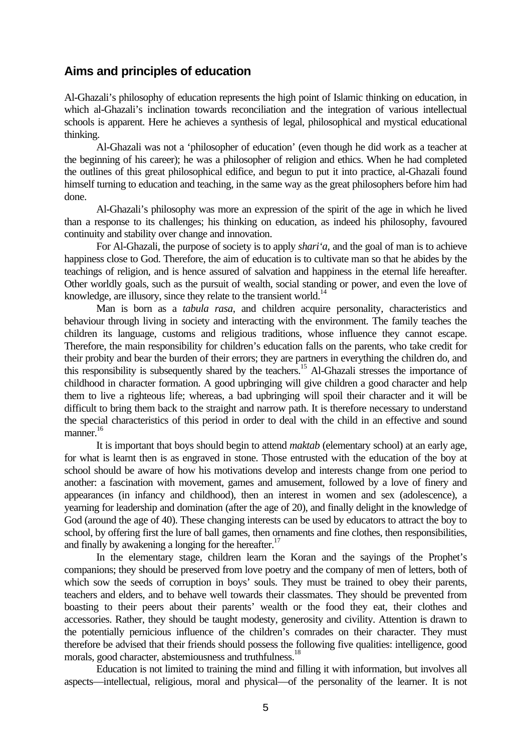## Aims and principles of education

Al-Ghazali's philosophy of education represents the high point of Islamic thinking on education, in which al-Ghazali's inclination towards reconciliation and the integration of various intellectual schools is apparent. Here he achieves a synthesis of legal, philosophical and mystical educational thinking.

Al-Ghazali was not a 'philosopher of education' (even though he did work as a teacher at the beginning of his career); he was a philosopher of religion and ethics. When he had completed the outlines of this great philosophical edifice, and begun to put it into practice, al-Ghazali found himself turning to education and teaching, in the same way as the great philosophers before him had done.

Al-Ghazali's philosophy was more an expression of the spirit of the age in which he lived than a response to its challenges; his thinking on education, as indeed his philosophy, favoured continuity and stability over change and innovation.

For Al-Ghazali, the purpose of society is to apply *shari'a*, and the goal of man is to achieve happiness close to God. Therefore, the aim of education is to cultivate man so that he abides by the teachings of religion, and is hence assured of salvation and happiness in the eternal life hereafter. Other worldly goals, such as the pursuit of wealth, social standing or power, and even the love of knowledge, are illusory, since they relate to the transient world.[14]

Man is born as a *tabula rasa*, and children acquire personality, characteristics and behaviour through living in society and interacting with the environment. The family teaches the children its language, customs and religious traditions, whose influence they cannot escape. Therefore, the main responsibility for children's education falls on the parents, who take credit for their probity and bear the burden of their errors; they are partners in everything the children do, and this responsibility is subsequently shared by the teachers.[15] Al-Ghazali stresses the importance of childhood in character formation. A good upbringing will give children a good character and help them to live a righteous life; whereas, a bad upbringing will spoil their character and it will be difficult to bring them back to the straight and narrow path. It is therefore necessary to understand the special characteristics of this period in order to deal with the child in an effective and sound manner.[16]

It is important that boys should begin to attend *maktab* (elementary school) at an early age, for what is learnt then is as engraved in stone. Those entrusted with the education of the boy at school should be aware of how his motivations develop and interests change from one period to another: a fascination with movement, games and amusement, followed by a love of finery and appearances (in infancy and childhood), then an interest in women and sex (adolescence), a yearning for leadership and domination (after the age of 20), and finally delight in the knowledge of God (around the age of 40). These changing interests can be used by educators to attract the boy to school, by offering first the lure of ball games, then ornaments and fine clothes, then responsibilities, and finally by awakening a longing for the hereafter.[17]

In the elementary stage, children learn the Koran and the sayings of the Prophet's companions; they should be preserved from love poetry and the company of men of letters, both of which sow the seeds of corruption in boys' souls. They must be trained to obey their parents, teachers and elders, and to behave well towards their classmates. They should be prevented from boasting to their peers about their parents' wealth or the food they eat, their clothes and accessories. Rather, they should be taught modesty, generosity and civility. Attention is drawn to the potentially pernicious influence of the children's comrades on their character. They must therefore be advised that their friends should possess the following five qualities: intelligence, good morals, good character, abstemiousness and truthfulness.[18]

Education is not limited to training the mind and filling it with information, but involves all aspects—intellectual, religious, moral and physical—of the personality of the learner. It is not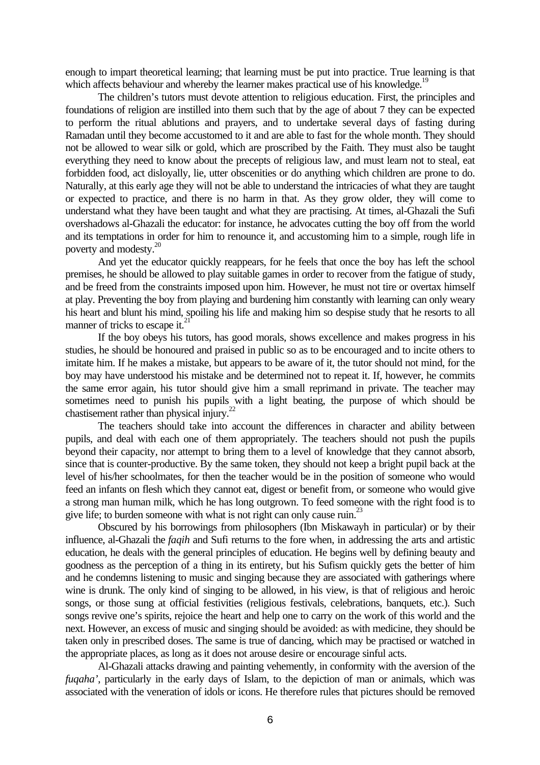enough to impart theoretical learning; that learning must be put into practice. True learning is that which affects behaviour and whereby the learner makes practical use of his knowledge.[19]

The children's tutors must devote attention to religious education. First, the principles and foundations of religion are instilled into them such that by the age of about 7 they can be expected to perform the ritual ablutions and prayers, and to undertake several days of fasting during Ramadan until they become accustomed to it and are able to fast for the whole month. They should not be allowed to wear silk or gold, which are proscribed by the Faith. They must also be taught everything they need to know about the precepts of religious law, and must learn not to steal, eat forbidden food, act disloyally, lie, utter obscenities or do anything which children are prone to do. Naturally, at this early age they will not be able to understand the intricacies of what they are taught or expected to practice, and there is no harm in that. As they grow older, they will come to understand what they have been taught and what they are practising. At times, al-Ghazali the Sufi overshadows al-Ghazali the educator: for instance, he advocates cutting the boy off from the world and its temptations in order for him to renounce it, and accustoming him to a simple, rough life in poverty and modesty.[20]

And yet the educator quickly reappears, for he feels that once the boy has left the school premises, he should be allowed to play suitable games in order to recover from the fatigue of study, and be freed from the constraints imposed upon him. However, he must not tire or overtax himself at play. Preventing the boy from playing and burdening him constantly with learning can only weary his heart and blunt his mind, spoiling his life and making him so despise study that he resorts to all manner of tricks to escape it.[21]

If the boy obeys his tutors, has good morals, shows excellence and makes progress in his studies, he should be honoured and praised in public so as to be encouraged and to incite others to imitate him. If he makes a mistake, but appears to be aware of it, the tutor should not mind, for the boy may have understood his mistake and be determined not to repeat it. If, however, he commits the same error again, his tutor should give him a small reprimand in private. The teacher may sometimes need to punish his pupils with a light beating, the purpose of which should be chastisement rather than physical injury.[22]

The teachers should take into account the differences in character and ability between pupils, and deal with each one of them appropriately. The teachers should not push the pupils beyond their capacity, nor attempt to bring them to a level of knowledge that they cannot absorb, since that is counter-productive. By the same token, they should not keep a bright pupil back at the level of his/her schoolmates, for then the teacher would be in the position of someone who would feed an infants on flesh which they cannot eat, digest or benefit from, or someone who would give a strong man human milk, which he has long outgrown. To feed someone with the right food is to give life; to burden someone with what is not right can only cause ruin.[23]

Obscured by his borrowings from philosophers (Ibn Miskawayh in particular) or by their influence, al-Ghazali the *faqih* and Sufi returns to the fore when, in addressing the arts and artistic education, he deals with the general principles of education. He begins well by defining beauty and goodness as the perception of a thing in its entirety, but his Sufism quickly gets the better of him and he condemns listening to music and singing because they are associated with gatherings where wine is drunk. The only kind of singing to be allowed, in his view, is that of religious and heroic songs, or those sung at official festivities (religious festivals, celebrations, banquets, etc.). Such songs revive one's spirits, rejoice the heart and help one to carry on the work of this world and the next. However, an excess of music and singing should be avoided: as with medicine, they should be taken only in prescribed doses. The same is true of dancing, which may be practised or watched in the appropriate places, as long as it does not arouse desire or encourage sinful acts.

Al-Ghazali attacks drawing and painting vehemently, in conformity with the aversion of the *fuqaha'*, particularly in the early days of Islam, to the depiction of man or animals, which was associated with the veneration of idols or icons. He therefore rules that pictures should be removed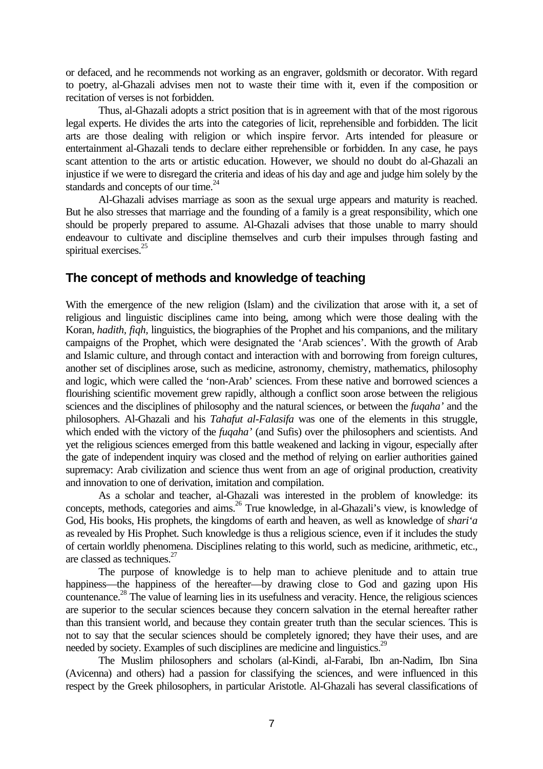or defaced, and he recommends not working as an engraver, goldsmith or decorator. With regard to poetry, al-Ghazali advises men not to waste their time with it, even if the composition or recitation of verses is not forbidden.

Thus, al-Ghazali adopts a strict position that is in agreement with that of the most rigorous legal experts. He divides the arts into the categories of licit, reprehensible and forbidden. The licit arts are those dealing with religion or which inspire fervor. Arts intended for pleasure or entertainment al-Ghazali tends to declare either reprehensible or forbidden. In any case, he pays scant attention to the arts or artistic education. However, we should no doubt do al-Ghazali an injustice if we were to disregard the criteria and ideas of his day and age and judge him solely by the standards and concepts of our time.[24]

Al-Ghazali advises marriage as soon as the sexual urge appears and maturity is reached. But he also stresses that marriage and the founding of a family is a great responsibility, which one should be properly prepared to assume. Al-Ghazali advises that those unable to marry should endeavour to cultivate and discipline themselves and curb their impulses through fasting and spiritual exercises.[25]

## The concept of methods and knowledge of teaching

With the emergence of the new religion (Islam) and the civilization that arose with it, a set of religious and linguistic disciplines came into being, among which were those dealing with the Koran, *hadith*, *fiqh*, linguistics, the biographies of the Prophet and his companions, and the military campaigns of the Prophet, which were designated the 'Arab sciences'. With the growth of Arab and Islamic culture, and through contact and interaction with and borrowing from foreign cultures, another set of disciplines arose, such as medicine, astronomy, chemistry, mathematics, philosophy and logic, which were called the 'non-Arab' sciences. From these native and borrowed sciences a flourishing scientific movement grew rapidly, although a conflict soon arose between the religious sciences and the disciplines of philosophy and the natural sciences, or between the *fuqaha'* and the philosophers. Al-Ghazali and his *Tahafut al-Falasifa* was one of the elements in this struggle, which ended with the victory of the *fuqaha'* (and Sufis) over the philosophers and scientists. And yet the religious sciences emerged from this battle weakened and lacking in vigour, especially after the gate of independent inquiry was closed and the method of relying on earlier authorities gained supremacy: Arab civilization and science thus went from an age of original production, creativity and innovation to one of derivation, imitation and compilation.

As a scholar and teacher, al-Ghazali was interested in the problem of knowledge: its concepts, methods, categories and aims.[26] True knowledge, in al-Ghazali's view, is knowledge of God, His books, His prophets, the kingdoms of earth and heaven, as well as knowledge of *shari'a* as revealed by His Prophet. Such knowledge is thus a religious science, even if it includes the study of certain worldly phenomena. Disciplines relating to this world, such as medicine, arithmetic, etc., are classed as techniques.[27]

The purpose of knowledge is to help man to achieve plenitude and to attain true happiness—the happiness of the hereafter—by drawing close to God and gazing upon His countenance.[28] The value of learning lies in its usefulness and veracity. Hence, the religious sciences are superior to the secular sciences because they concern salvation in the eternal hereafter rather than this transient world, and because they contain greater truth than the secular sciences. This is not to say that the secular sciences should be completely ignored; they have their uses, and are needed by society. Examples of such disciplines are medicine and linguistics.[29]

The Muslim philosophers and scholars (al-Kindi, al-Farabi, Ibn an-Nadim, Ibn Sina (Avicenna) and others) had a passion for classifying the sciences, and were influenced in this respect by the Greek philosophers, in particular Aristotle. Al-Ghazali has several classifications of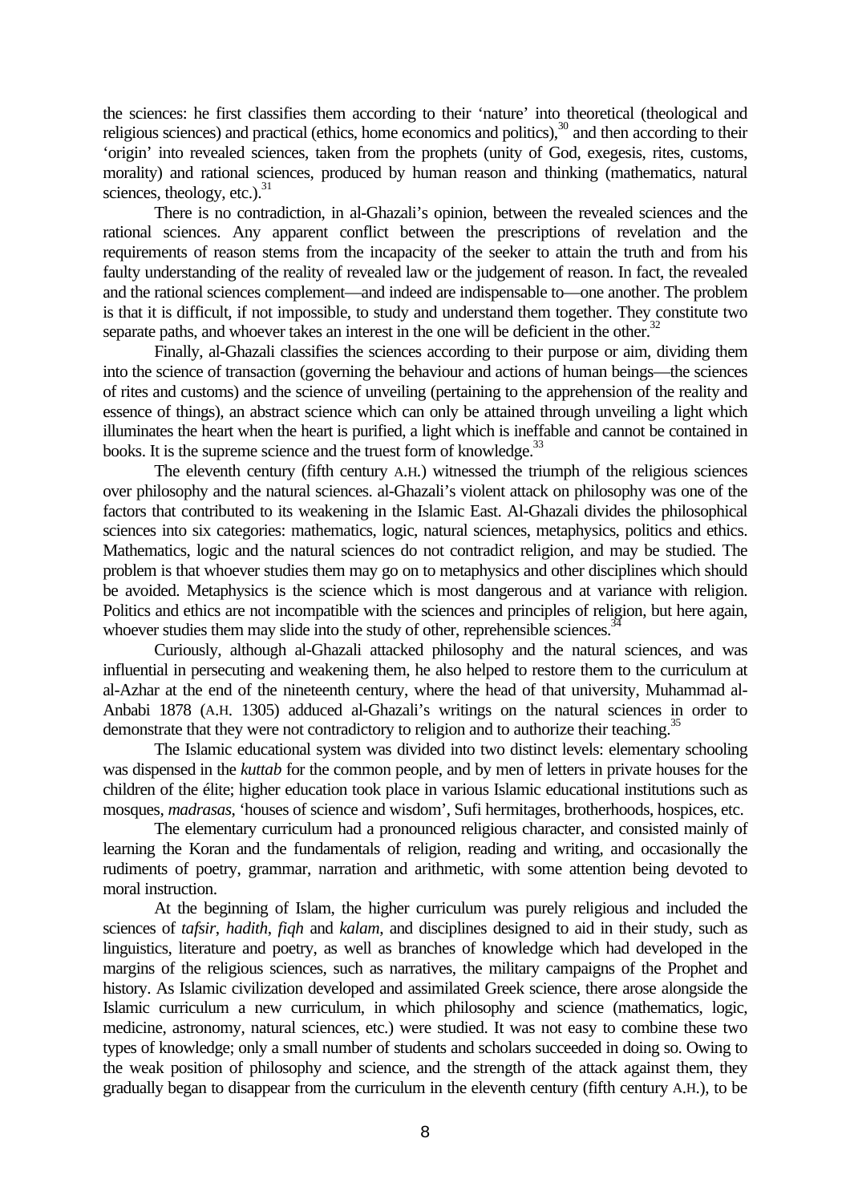the sciences: he first classifies them according to their 'nature' into theoretical (theological and religious sciences) and practical (ethics, home economics and politics),[30] and then according to their 'origin' into revealed sciences, taken from the prophets (unity of God, exegesis, rites, customs, morality) and rational sciences, produced by human reason and thinking (mathematics, natural sciences, theology, etc.).[31]

There is no contradiction, in al-Ghazali's opinion, between the revealed sciences and the rational sciences. Any apparent conflict between the prescriptions of revelation and the requirements of reason stems from the incapacity of the seeker to attain the truth and from his faulty understanding of the reality of revealed law or the judgement of reason. In fact, the revealed and the rational sciences complement—and indeed are indispensable to—one another. The problem is that it is difficult, if not impossible, to study and understand them together. They constitute two separate paths, and whoever takes an interest in the one will be deficient in the other.[32]

Finally, al-Ghazali classifies the sciences according to their purpose or aim, dividing them into the science of transaction (governing the behaviour and actions of human beings—the sciences of rites and customs) and the science of unveiling (pertaining to the apprehension of the reality and essence of things), an abstract science which can only be attained through unveiling a light which illuminates the heart when the heart is purified, a light which is ineffable and cannot be contained in books. It is the supreme science and the truest form of knowledge.[33]

The eleventh century (fifth century A.H.) witnessed the triumph of the religious sciences over philosophy and the natural sciences. al-Ghazali's violent attack on philosophy was one of the factors that contributed to its weakening in the Islamic East. Al-Ghazali divides the philosophical sciences into six categories: mathematics, logic, natural sciences, metaphysics, politics and ethics. Mathematics, logic and the natural sciences do not contradict religion, and may be studied. The problem is that whoever studies them may go on to metaphysics and other disciplines which should be avoided. Metaphysics is the science which is most dangerous and at variance with religion. Politics and ethics are not incompatible with the sciences and principles of religion, but here again, whoever studies them may slide into the study of other, reprehensible sciences.[34]

Curiously, although al-Ghazali attacked philosophy and the natural sciences, and was influential in persecuting and weakening them, he also helped to restore them to the curriculum at al-Azhar at the end of the nineteenth century, where the head of that university, Muhammad al-Anbabi 1878 (A.H. 1305) adduced al-Ghazali's writings on the natural sciences in order to demonstrate that they were not contradictory to religion and to authorize their teaching.[35]

The Islamic educational system was divided into two distinct levels: elementary schooling was dispensed in the *kuttab* for the common people, and by men of letters in private houses for the children of the élite; higher education took place in various Islamic educational institutions such as mosques, *madrasas*, 'houses of science and wisdom', Sufi hermitages, brotherhoods, hospices, etc.

The elementary curriculum had a pronounced religious character, and consisted mainly of learning the Koran and the fundamentals of religion, reading and writing, and occasionally the rudiments of poetry, grammar, narration and arithmetic, with some attention being devoted to moral instruction.

At the beginning of Islam, the higher curriculum was purely religious and included the sciences of *tafsir*, *hadith*, *fiqh* and *kalam*, and disciplines designed to aid in their study, such as linguistics, literature and poetry, as well as branches of knowledge which had developed in the margins of the religious sciences, such as narratives, the military campaigns of the Prophet and history. As Islamic civilization developed and assimilated Greek science, there arose alongside the Islamic curriculum a new curriculum, in which philosophy and science (mathematics, logic, medicine, astronomy, natural sciences, etc.) were studied. It was not easy to combine these two types of knowledge; only a small number of students and scholars succeeded in doing so. Owing to the weak position of philosophy and science, and the strength of the attack against them, they gradually began to disappear from the curriculum in the eleventh century (fifth century A.H.), to be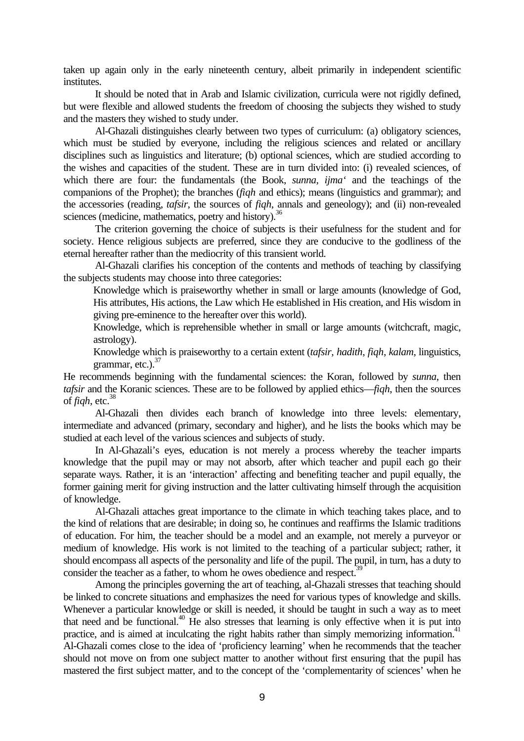taken up again only in the early nineteenth century, albeit primarily in independent scientific institutes.

It should be noted that in Arab and Islamic civilization, curricula were not rigidly defined, but were flexible and allowed students the freedom of choosing the subjects they wished to study and the masters they wished to study under.

Al-Ghazali distinguishes clearly between two types of curriculum: (a) obligatory sciences, which must be studied by everyone, including the religious sciences and related or ancillary disciplines such as linguistics and literature; (b) optional sciences, which are studied according to the wishes and capacities of the student. These are in turn divided into: (i) revealed sciences, of which there are four: the fundamentals (the Book, *sunna*, *ijma'* and the teachings of the companions of the Prophet); the branches (*fiqh* and ethics); means (linguistics and grammar); and the accessories (reading, *tafsir*, the sources of *fiqh*, annals and geneology); and (ii) non-revealed sciences (medicine, mathematics, poetry and history).[36]

The criterion governing the choice of subjects is their usefulness for the student and for society. Hence religious subjects are preferred, since they are conducive to the godliness of the eternal hereafter rather than the mediocrity of this transient world.

Al-Ghazali clarifies his conception of the contents and methods of teaching by classifying the subjects students may choose into three categories:

> Knowledge which is praiseworthy whether in small or large amounts (knowledge of God, His attributes, His actions, the Law which He established in His creation, and His wisdom in giving pre-eminence to the hereafter over this world).
>
> Knowledge, which is reprehensible whether in small or large amounts (witchcraft, magic, astrology).
>
> Knowledge which is praiseworthy to a certain extent (*tafsir*, *hadith*, *fiqh*, *kalam*, linguistics, grammar, etc.).[37]

He recommends beginning with the fundamental sciences: the Koran, followed by *sunna*, then *tafsir* and the Koranic sciences. These are to be followed by applied ethics—*fiqh*, then the sources of *fiqh*, etc.[38]

Al-Ghazali then divides each branch of knowledge into three levels: elementary, intermediate and advanced (primary, secondary and higher), and he lists the books which may be studied at each level of the various sciences and subjects of study.

In Al-Ghazali's eyes, education is not merely a process whereby the teacher imparts knowledge that the pupil may or may not absorb, after which teacher and pupil each go their separate ways. Rather, it is an 'interaction' affecting and benefiting teacher and pupil equally, the former gaining merit for giving instruction and the latter cultivating himself through the acquisition of knowledge.

Al-Ghazali attaches great importance to the climate in which teaching takes place, and to the kind of relations that are desirable; in doing so, he continues and reaffirms the Islamic traditions of education. For him, the teacher should be a model and an example, not merely a purveyor or medium of knowledge. His work is not limited to the teaching of a particular subject; rather, it should encompass all aspects of the personality and life of the pupil. The pupil, in turn, has a duty to consider the teacher as a father, to whom he owes obedience and respect.[39]

Among the principles governing the art of teaching, al-Ghazali stresses that teaching should be linked to concrete situations and emphasizes the need for various types of knowledge and skills. Whenever a particular knowledge or skill is needed, it should be taught in such a way as to meet that need and be functional.[40] He also stresses that learning is only effective when it is put into practice, and is aimed at inculcating the right habits rather than simply memorizing information.[41] Al-Ghazali comes close to the idea of 'proficiency learning' when he recommends that the teacher should not move on from one subject matter to another without first ensuring that the pupil has mastered the first subject matter, and to the concept of the 'complementarity of sciences' when he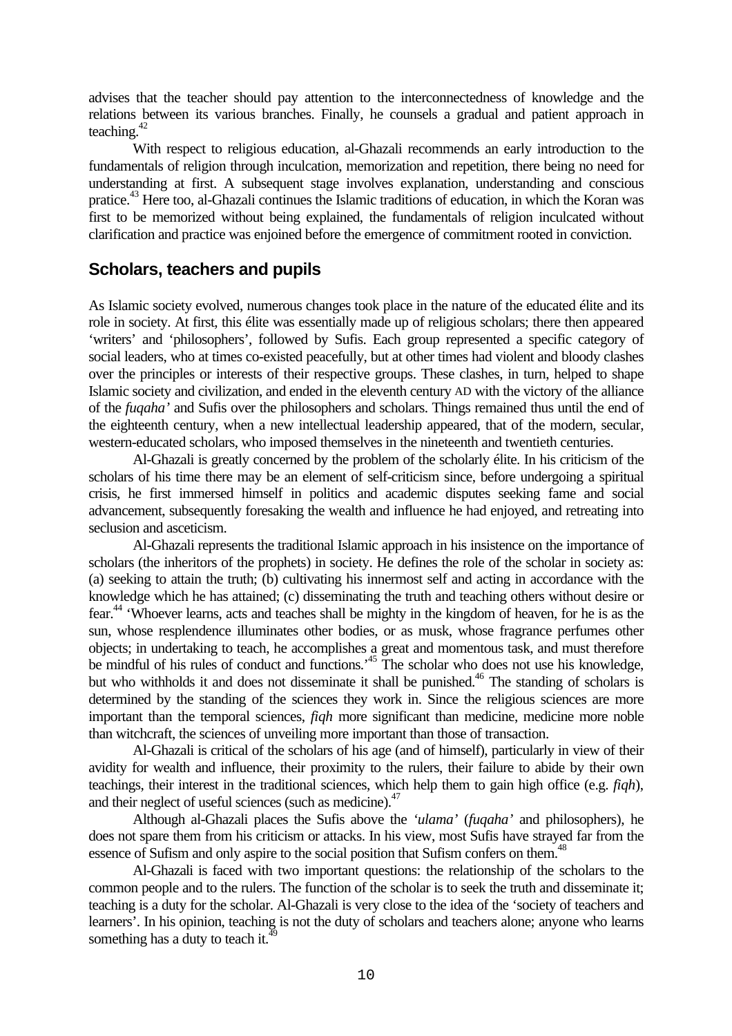advises that the teacher should pay attention to the interconnectedness of knowledge and the relations between its various branches. Finally, he counsels a gradual and patient approach in teaching.[42]

With respect to religious education, al-Ghazali recommends an early introduction to the fundamentals of religion through inculcation, memorization and repetition, there being no need for understanding at first. A subsequent stage involves explanation, understanding and conscious pratice.[43] Here too, al-Ghazali continues the Islamic traditions of education, in which the Koran was first to be memorized without being explained, the fundamentals of religion inculcated without clarification and practice was enjoined before the emergence of commitment rooted in conviction.

## Scholars, teachers and pupils

As Islamic society evolved, numerous changes took place in the nature of the educated élite and its role in society. At first, this élite was essentially made up of religious scholars; there then appeared 'writers' and 'philosophers', followed by Sufis. Each group represented a specific category of social leaders, who at times co-existed peacefully, but at other times had violent and bloody clashes over the principles or interests of their respective groups. These clashes, in turn, helped to shape Islamic society and civilization, and ended in the eleventh century AD with the victory of the alliance of the *fuqaha'* and Sufis over the philosophers and scholars. Things remained thus until the end of the eighteenth century, when a new intellectual leadership appeared, that of the modern, secular, western-educated scholars, who imposed themselves in the nineteenth and twentieth centuries.

Al-Ghazali is greatly concerned by the problem of the scholarly élite. In his criticism of the scholars of his time there may be an element of self-criticism since, before undergoing a spiritual crisis, he first immersed himself in politics and academic disputes seeking fame and social advancement, subsequently foresaking the wealth and influence he had enjoyed, and retreating into seclusion and asceticism.

Al-Ghazali represents the traditional Islamic approach in his insistence on the importance of scholars (the inheritors of the prophets) in society. He defines the role of the scholar in society as: (a) seeking to attain the truth; (b) cultivating his innermost self and acting in accordance with the knowledge which he has attained; (c) disseminating the truth and teaching others without desire or fear.[44] 'Whoever learns, acts and teaches shall be mighty in the kingdom of heaven, for he is as the sun, whose resplendence illuminates other bodies, or as musk, whose fragrance perfumes other objects; in undertaking to teach, he accomplishes a great and momentous task, and must therefore be mindful of his rules of conduct and functions.'[45] The scholar who does not use his knowledge, but who withholds it and does not disseminate it shall be punished.[46] The standing of scholars is determined by the standing of the sciences they work in. Since the religious sciences are more important than the temporal sciences, *fiqh* more significant than medicine, medicine more noble than witchcraft, the sciences of unveiling more important than those of transaction.

Al-Ghazali is critical of the scholars of his age (and of himself), particularly in view of their avidity for wealth and influence, their proximity to the rulers, their failure to abide by their own teachings, their interest in the traditional sciences, which help them to gain high office (e.g. *fiqh*), and their neglect of useful sciences (such as medicine).[47]

Although al-Ghazali places the Sufis above the *'ulama'* (*fuqaha'* and philosophers), he does not spare them from his criticism or attacks. In his view, most Sufis have strayed far from the essence of Sufism and only aspire to the social position that Sufism confers on them.[48]

Al-Ghazali is faced with two important questions: the relationship of the scholars to the common people and to the rulers. The function of the scholar is to seek the truth and disseminate it; teaching is a duty for the scholar. Al-Ghazali is very close to the idea of the 'society of teachers and learners'. In his opinion, teaching is not the duty of scholars and teachers alone; anyone who learns something has a duty to teach it.[49]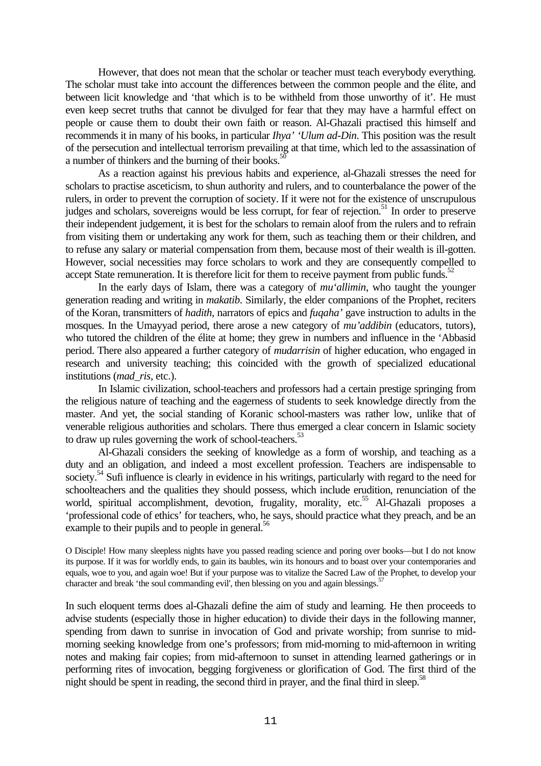However, that does not mean that the scholar or teacher must teach everybody everything. The scholar must take into account the differences between the common people and the élite, and between licit knowledge and 'that which is to be withheld from those unworthy of it'. He must even keep secret truths that cannot be divulged for fear that they may have a harmful effect on people or cause them to doubt their own faith or reason. Al-Ghazali practised this himself and recommends it in many of his books, in particular *Ihya' 'Ulum ad-Din*. This position was the result of the persecution and intellectual terrorism prevailing at that time, which led to the assassination of a number of thinkers and the burning of their books.[50]

As a reaction against his previous habits and experience, al-Ghazali stresses the need for scholars to practise asceticism, to shun authority and rulers, and to counterbalance the power of the rulers, in order to prevent the corruption of society. If it were not for the existence of unscrupulous judges and scholars, sovereigns would be less corrupt, for fear of rejection.[51] In order to preserve their independent judgement, it is best for the scholars to remain aloof from the rulers and to refrain from visiting them or undertaking any work for them, such as teaching them or their children, and to refuse any salary or material compensation from them, because most of their wealth is ill-gotten. However, social necessities may force scholars to work and they are consequently compelled to accept State remuneration. It is therefore licit for them to receive payment from public funds.[52]

In the early days of Islam, there was a category of *mu'allimin*, who taught the younger generation reading and writing in *makatib*. Similarly, the elder companions of the Prophet, reciters of the Koran, transmitters of *hadith*, narrators of epics and *fuqaha'* gave instruction to adults in the mosques. In the Umayyad period, there arose a new category of *mu'addibin* (educators, tutors), who tutored the children of the élite at home; they grew in numbers and influence in the 'Abbasid period. There also appeared a further category of *mudarrisin* of higher education, who engaged in research and university teaching; this coincided with the growth of specialized educational institutions (*mad_ris*, etc.).

In Islamic civilization, school-teachers and professors had a certain prestige springing from the religious nature of teaching and the eagerness of students to seek knowledge directly from the master. And yet, the social standing of Koranic school-masters was rather low, unlike that of venerable religious authorities and scholars. There thus emerged a clear concern in Islamic society to draw up rules governing the work of school-teachers.[53]

Al-Ghazali considers the seeking of knowledge as a form of worship, and teaching as a duty and an obligation, and indeed a most excellent profession. Teachers are indispensable to society.[54] Sufi influence is clearly in evidence in his writings, particularly with regard to the need for schoolteachers and the qualities they should possess, which include erudition, renunciation of the world, spiritual accomplishment, devotion, frugality, morality, etc.[55] Al-Ghazali proposes a 'professional code of ethics' for teachers, who, he says, should practice what they preach, and be an example to their pupils and to people in general.[56]

> O Disciple! How many sleepless nights have you passed reading science and poring over books—but I do not know its purpose. If it was for worldly ends, to gain its baubles, win its honours and to boast over your contemporaries and equals, woe to you, and again woe! But if your purpose was to vitalize the Sacred Law of the Prophet, to develop your character and break 'the soul commanding evil', then blessing on you and again blessings.[57]

In such eloquent terms does al-Ghazali define the aim of study and learning. He then proceeds to advise students (especially those in higher education) to divide their days in the following manner, spending from dawn to sunrise in invocation of God and private worship; from sunrise to mid-morning seeking knowledge from one's professors; from mid-morning to mid-afternoon in writing notes and making fair copies; from mid-afternoon to sunset in attending learned gatherings or in performing rites of invocation, begging forgiveness or glorification of God. The first third of the night should be spent in reading, the second third in prayer, and the final third in sleep.[58]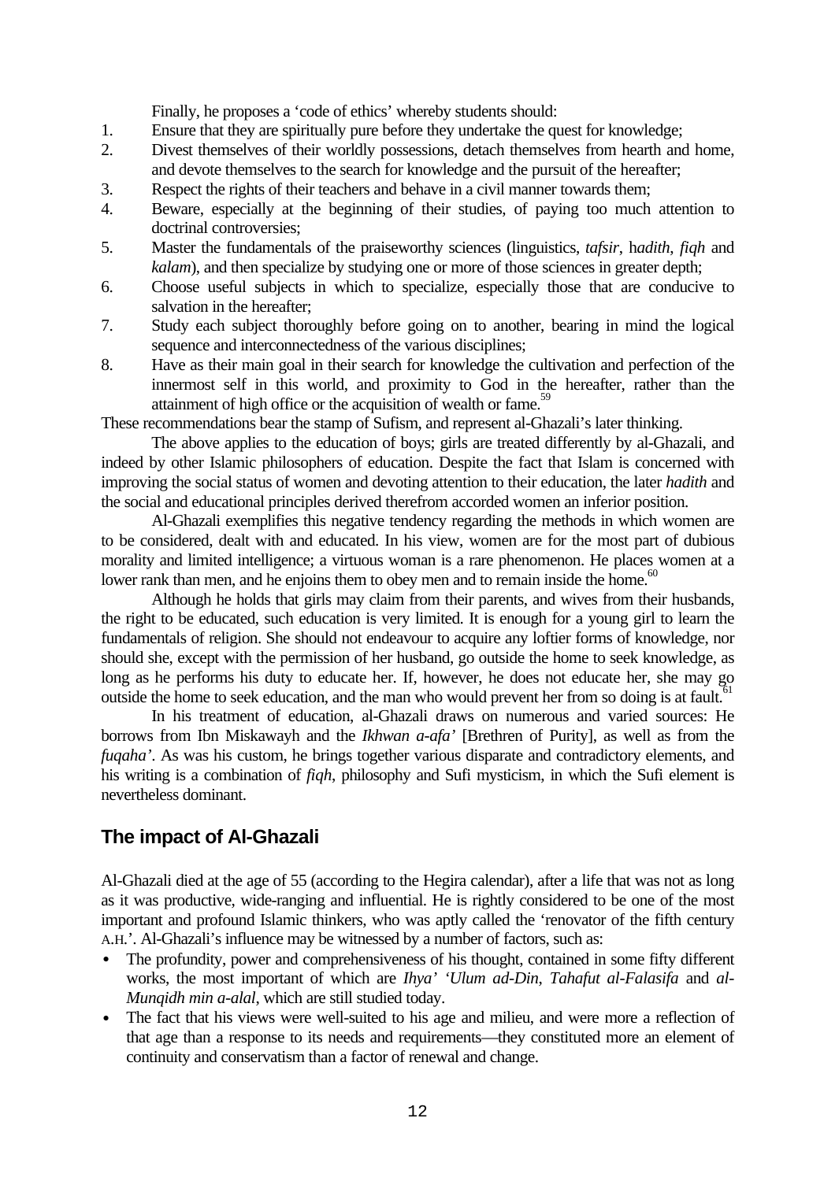Finally, he proposes a 'code of ethics' whereby students should:

1. Ensure that they are spiritually pure before they undertake the quest for knowledge;
2. Divest themselves of their worldly possessions, detach themselves from hearth and home, and devote themselves to the search for knowledge and the pursuit of the hereafter;
3. Respect the rights of their teachers and behave in a civil manner towards them;
4. Beware, especially at the beginning of their studies, of paying too much attention to doctrinal controversies;
5. Master the fundamentals of the praiseworthy sciences (linguistics, *tafsir*, h*adith*, *fiqh* and *kalam*), and then specialize by studying one or more of those sciences in greater depth;
6. Choose useful subjects in which to specialize, especially those that are conducive to salvation in the hereafter;
7. Study each subject thoroughly before going on to another, bearing in mind the logical sequence and interconnectedness of the various disciplines;
8. Have as their main goal in their search for knowledge the cultivation and perfection of the innermost self in this world, and proximity to God in the hereafter, rather than the attainment of high office or the acquisition of wealth or fame.[59]

These recommendations bear the stamp of Sufism, and represent al-Ghazali's later thinking.

The above applies to the education of boys; girls are treated differently by al-Ghazali, and indeed by other Islamic philosophers of education. Despite the fact that Islam is concerned with improving the social status of women and devoting attention to their education, the later *hadith* and the social and educational principles derived therefrom accorded women an inferior position.

Al-Ghazali exemplifies this negative tendency regarding the methods in which women are to be considered, dealt with and educated. In his view, women are for the most part of dubious morality and limited intelligence; a virtuous woman is a rare phenomenon. He places women at a lower rank than men, and he enjoins them to obey men and to remain inside the home.[60]

Although he holds that girls may claim from their parents, and wives from their husbands, the right to be educated, such education is very limited. It is enough for a young girl to learn the fundamentals of religion. She should not endeavour to acquire any loftier forms of knowledge, nor should she, except with the permission of her husband, go outside the home to seek knowledge, as long as he performs his duty to educate her. If, however, he does not educate her, she may go outside the home to seek education, and the man who would prevent her from so doing is at fault.[61]

In his treatment of education, al-Ghazali draws on numerous and varied sources: He borrows from Ibn Miskawayh and the *Ikhwan a-afa'* [Brethren of Purity], as well as from the *fuqaha'*. As was his custom, he brings together various disparate and contradictory elements, and his writing is a combination of *fiqh*, philosophy and Sufi mysticism, in which the Sufi element is nevertheless dominant.

## The impact of Al-Ghazali

Al-Ghazali died at the age of 55 (according to the Hegira calendar), after a life that was not as long as it was productive, wide-ranging and influential. He is rightly considered to be one of the most important and profound Islamic thinkers, who was aptly called the 'renovator of the fifth century A.H.'. Al-Ghazali's influence may be witnessed by a number of factors, such as:

- The profundity, power and comprehensiveness of his thought, contained in some fifty different works, the most important of which are *Ihya' 'Ulum ad-Din*, *Tahafut al-Falasifa* and *al-Munqidh min a-alal*, which are still studied today.
- The fact that his views were well-suited to his age and milieu, and were more a reflection of that age than a response to its needs and requirements—they constituted more an element of continuity and conservatism than a factor of renewal and change.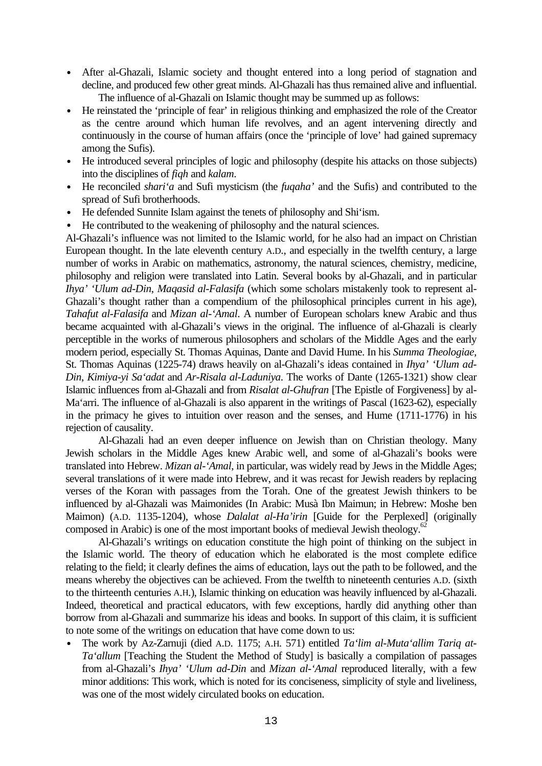- After al-Ghazali, Islamic society and thought entered into a long period of stagnation and decline, and produced few other great minds. Al-Ghazali has thus remained alive and influential.

The influence of al-Ghazali on Islamic thought may be summed up as follows:

- He reinstated the 'principle of fear' in religious thinking and emphasized the role of the Creator as the centre around which human life revolves, and an agent intervening directly and continuously in the course of human affairs (once the 'principle of love' had gained supremacy among the Sufis).
- He introduced several principles of logic and philosophy (despite his attacks on those subjects) into the disciplines of *fiqh* and *kalam*.
- He reconciled *shari'a* and Sufi mysticism (the *fuqaha'* and the Sufis) and contributed to the spread of Sufi brotherhoods.
- He defended Sunnite Islam against the tenets of philosophy and Shi'ism.
- He contributed to the weakening of philosophy and the natural sciences.

Al-Ghazali's influence was not limited to the Islamic world, for he also had an impact on Christian European thought. In the late eleventh century A.D., and especially in the twelfth century, a large number of works in Arabic on mathematics, astronomy, the natural sciences, chemistry, medicine, philosophy and religion were translated into Latin. Several books by al-Ghazali, and in particular *Ihya' 'Ulum ad-Din*, *Maqasid al-Falasifa* (which some scholars mistakenly took to represent al-Ghazali's thought rather than a compendium of the philosophical principles current in his age), *Tahafut al-Falasifa* and *Mizan al-'Amal*. A number of European scholars knew Arabic and thus became acquainted with al-Ghazali's views in the original. The influence of al-Ghazali is clearly perceptible in the works of numerous philosophers and scholars of the Middle Ages and the early modern period, especially St. Thomas Aquinas, Dante and David Hume. In his *Summa Theologiae*, St. Thomas Aquinas (1225-74) draws heavily on al-Ghazali's ideas contained in *Ihya' 'Ulum ad-Din*, *Kimiya-yi Sa'adat* and *Ar-Risala al-Laduniya*. The works of Dante (1265-1321) show clear Islamic influences from al-Ghazali and from *Risalat al-Ghufran* [The Epistle of Forgiveness] by al-Ma'arri. The influence of al-Ghazali is also apparent in the writings of Pascal (1623-62), especially in the primacy he gives to intuition over reason and the senses, and Hume (1711-1776) in his rejection of causality.

Al-Ghazali had an even deeper influence on Jewish than on Christian theology. Many Jewish scholars in the Middle Ages knew Arabic well, and some of al-Ghazali's books were translated into Hebrew. *Mizan al-'Amal*, in particular, was widely read by Jews in the Middle Ages; several translations of it were made into Hebrew, and it was recast for Jewish readers by replacing verses of the Koran with passages from the Torah. One of the greatest Jewish thinkers to be influenced by al-Ghazali was Maimonides (In Arabic: Musà Ibn Maimun; in Hebrew: Moshe ben Maimon) (A.D. 1135-1204), whose *Dalalat al-Ha'irin* [Guide for the Perplexed] (originally composed in Arabic) is one of the most important books of medieval Jewish theology.[62]

Al-Ghazali's writings on education constitute the high point of thinking on the subject in the Islamic world. The theory of education which he elaborated is the most complete edifice relating to the field; it clearly defines the aims of education, lays out the path to be followed, and the means whereby the objectives can be achieved. From the twelfth to nineteenth centuries A.D. (sixth to the thirteenth centuries A.H.), Islamic thinking on education was heavily influenced by al-Ghazali. Indeed, theoretical and practical educators, with few exceptions, hardly did anything other than borrow from al-Ghazali and summarize his ideas and books. In support of this claim, it is sufficient to note some of the writings on education that have come down to us:

- The work by Az-Zarnuji (died A.D. 1175; A.H. 571) entitled *Ta'lim al-Muta'allim Tariq at-Ta'allum* [Teaching the Student the Method of Study] is basically a compilation of passages from al-Ghazali's *Ihya' 'Ulum ad-Din* and *Mizan al-'Amal* reproduced literally, with a few minor additions: This work, which is noted for its conciseness, simplicity of style and liveliness, was one of the most widely circulated books on education.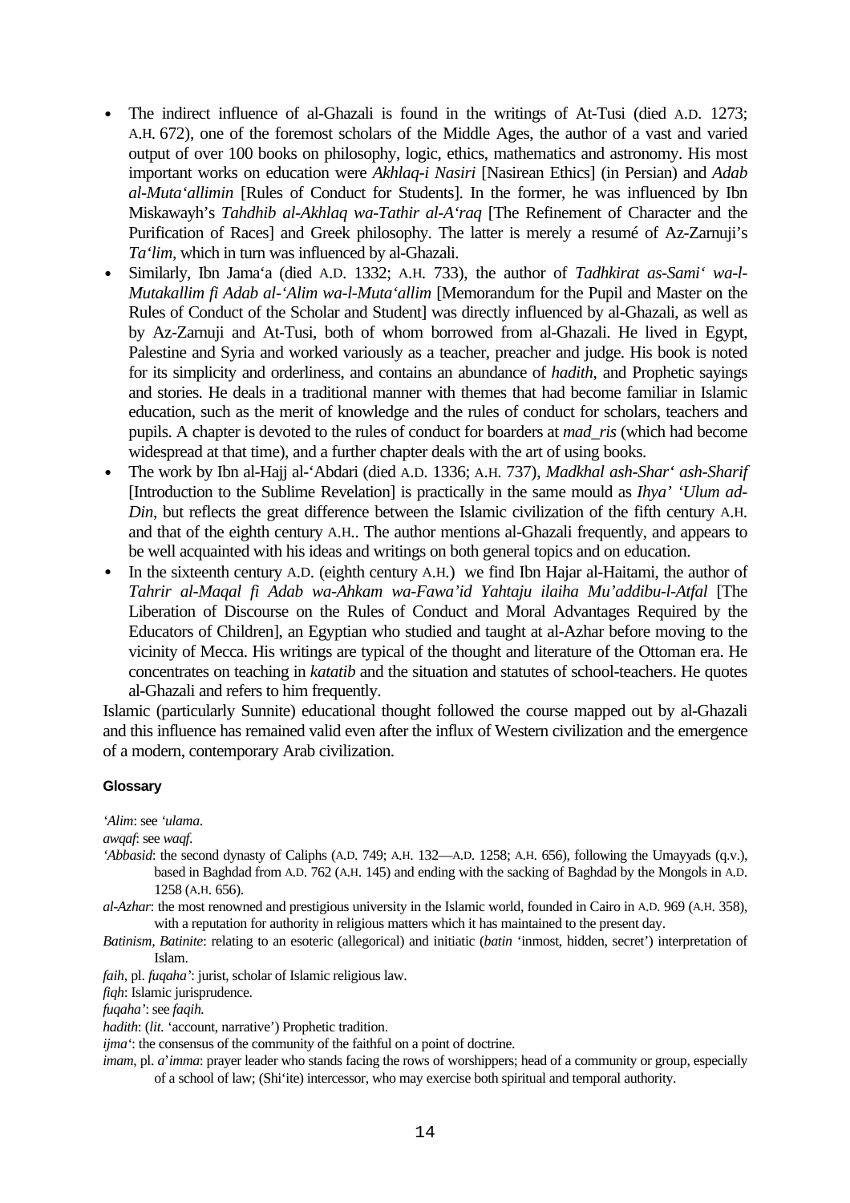- The indirect influence of al-Ghazali is found in the writings of At-Tusi (died A.D. 1273; A.H. 672), one of the foremost scholars of the Middle Ages, the author of a vast and varied output of over 100 books on philosophy, logic, ethics, mathematics and astronomy. His most important works on education were *Akhlaq-i Nasiri* [Nasirean Ethics] (in Persian) and *Adab al-Muta'allimin* [Rules of Conduct for Students]. In the former, he was influenced by Ibn Miskawayh's *Tahdhib al-Akhlaq wa-Tathir al-A'raq* [The Refinement of Character and the Purification of Races] and Greek philosophy. The latter is merely a resumé of Az-Zarnuji's *Ta'lim*, which in turn was influenced by al-Ghazali.
- Similarly, Ibn Jama'a (died A.D. 1332; A.H. 733), the author of *Tadhkirat as-Sami' wa-l-Mutakallim fi Adab al-'Alim wa-l-Muta'allim* [Memorandum for the Pupil and Master on the Rules of Conduct of the Scholar and Student] was directly influenced by al-Ghazali, as well as by Az-Zarnuji and At-Tusi, both of whom borrowed from al-Ghazali. He lived in Egypt, Palestine and Syria and worked variously as a teacher, preacher and judge. His book is noted for its simplicity and orderliness, and contains an abundance of *hadith*, and Prophetic sayings and stories. He deals in a traditional manner with themes that had become familiar in Islamic education, such as the merit of knowledge and the rules of conduct for scholars, teachers and pupils. A chapter is devoted to the rules of conduct for boarders at *mad_ris* (which had become widespread at that time), and a further chapter deals with the art of using books.
- The work by Ibn al-Hajj al-'Abdari (died A.D. 1336; A.H. 737), *Madkhal ash-Shar' ash-Sharif* [Introduction to the Sublime Revelation] is practically in the same mould as *Ihya' 'Ulum ad-Din*, but reflects the great difference between the Islamic civilization of the fifth century A.H. and that of the eighth century A.H.. The author mentions al-Ghazali frequently, and appears to be well acquainted with his ideas and writings on both general topics and on education.
- In the sixteenth century A.D. (eighth century A.H.) we find Ibn Hajar al-Haitami, the author of *Tahrir al-Maqal fi Adab wa-Ahkam wa-Fawa'id Yahtaju ilaiha Mu'addibu-l-Atfal* [The Liberation of Discourse on the Rules of Conduct and Moral Advantages Required by the Educators of Children], an Egyptian who studied and taught at al-Azhar before moving to the vicinity of Mecca. His writings are typical of the thought and literature of the Ottoman era. He concentrates on teaching in *katatib* and the situation and statutes of school-teachers. He quotes al-Ghazali and refers to him frequently.

Islamic (particularly Sunnite) educational thought followed the course mapped out by al-Ghazali and this influence has remained valid even after the influx of Western civilization and the emergence of a modern, contemporary Arab civilization.

#### Glossary

*'Alim*: see *'ulama*.

*awqaf*: see *waqf*.

*'Abbasid*: the second dynasty of Caliphs (A.D. 749; A.H. 132—A.D. 1258; A.H. 656), following the Umayyads (q.v.), based in Baghdad from A.D. 762 (A.H. 145) and ending with the sacking of Baghdad by the Mongols in A.D. 1258 (A.H. 656).

*al-Azhar*: the most renowned and prestigious university in the Islamic world, founded in Cairo in A.D. 969 (A.H. 358), with a reputation for authority in religious matters which it has maintained to the present day.

*Batinism, Batinite*: relating to an esoteric (allegorical) and initiatic (*batin* 'inmost, hidden, secret') interpretation of Islam.

*faih*, pl. *fuqaha'*: jurist, scholar of Islamic religious law.

*fiqh*: Islamic jurisprudence.

*fuqaha'*: see *faqih*.

*hadith*: (*lit.* 'account, narrative') Prophetic tradition.

*ijma'*: the consensus of the community of the faithful on a point of doctrine.

*imam*, pl. *a'imma*: prayer leader who stands facing the rows of worshippers; head of a community or group, especially of a school of law; (Shi'ite) intercessor, who may exercise both spiritual and temporal authority.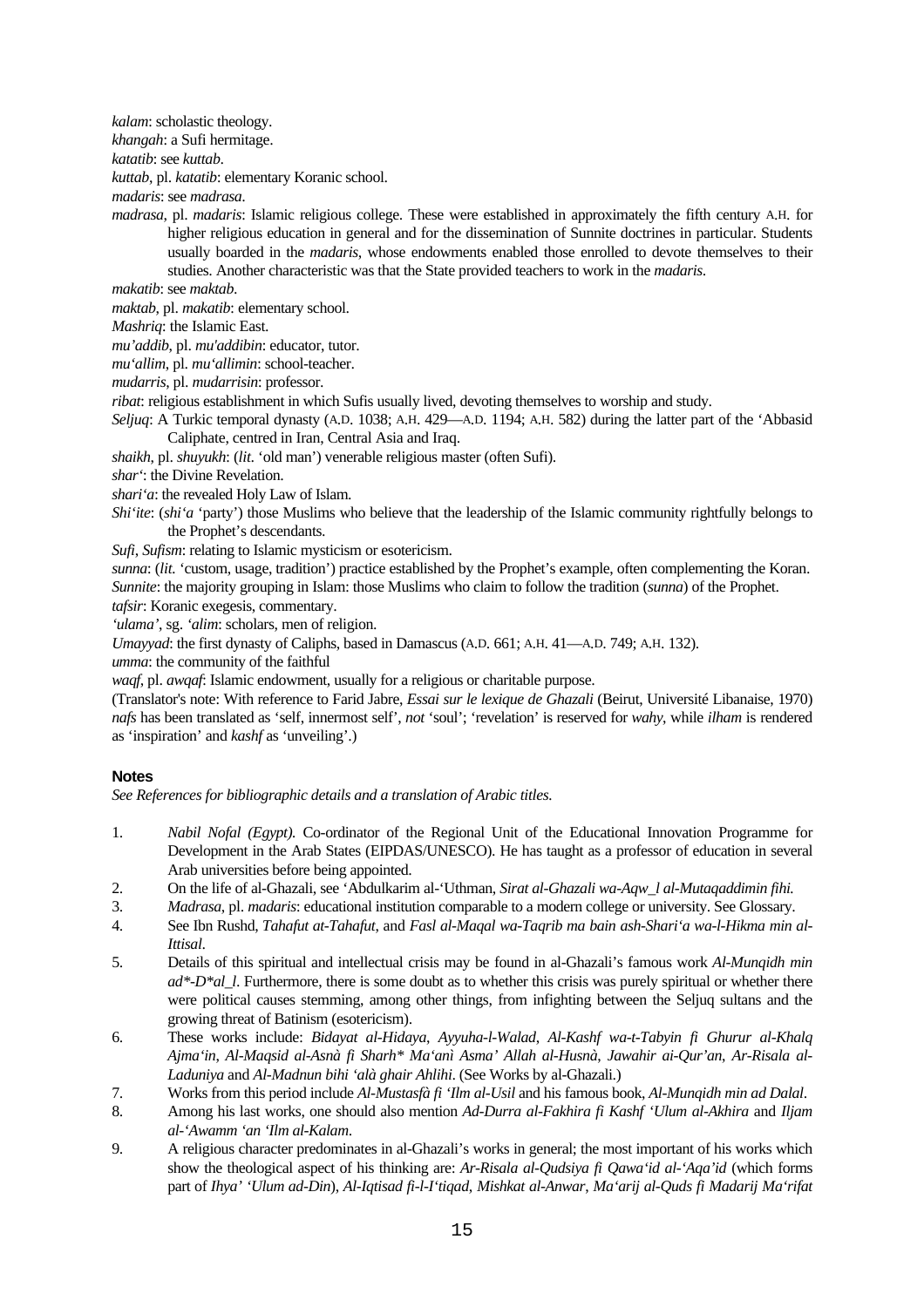*kalam*: scholastic theology.

*khangah*: a Sufi hermitage.

*katatib*: see *kuttab*.

*kuttab*, pl. *katatib*: elementary Koranic school.

*madaris*: see *madrasa*.

*madrasa*, pl. *madaris*: Islamic religious college. These were established in approximately the fifth century A.H. for higher religious education in general and for the dissemination of Sunnite doctrines in particular. Students usually boarded in the *madaris*, whose endowments enabled those enrolled to devote themselves to their studies. Another characteristic was that the State provided teachers to work in the *madaris*.

*makatib*: see *maktab*.

*maktab*, pl. *makatib*: elementary school.

*Mashriq*: the Islamic East.

*mu'addib*, pl. *mu'addibin*: educator, tutor.

*mu'allim*, pl. *mu'allimin*: school-teacher.

*mudarris*, pl. *mudarrisin*: professor.

*ribat*: religious establishment in which Sufis usually lived, devoting themselves to worship and study.

*Seljuq*: A Turkic temporal dynasty (A.D. 1038; A.H. 429—A.D. 1194; A.H. 582) during the latter part of the 'Abbasid Caliphate, centred in Iran, Central Asia and Iraq.

*shaikh*, pl. *shuyukh*: (*lit*. 'old man') venerable religious master (often Sufi).

*shar'*: the Divine Revelation.

*shari'a*: the revealed Holy Law of Islam.

*Shi'ite*: (*shi'a* 'party') those Muslims who believe that the leadership of the Islamic community rightfully belongs to the Prophet's descendants.

*Sufi*, *Sufism*: relating to Islamic mysticism or esotericism.

*sunna*: (*lit.* 'custom, usage, tradition') practice established by the Prophet's example, often complementing the Koran.

*Sunnite*: the majority grouping in Islam: those Muslims who claim to follow the tradition (*sunna*) of the Prophet.

*tafsir*: Koranic exegesis, commentary.

*'ulama'*, sg. *'alim*: scholars, men of religion.

*Umayyad*: the first dynasty of Caliphs, based in Damascus (A.D. 661; A.H. 41—A.D. 749; A.H. 132).

*umma*: the community of the faithful

*waqf*, pl. *awqaf*: Islamic endowment, usually for a religious or charitable purpose.

(Translator's note: With reference to Farid Jabre, *Essai sur le lexique de Ghazali* (Beirut, Université Libanaise, 1970) *nafs* has been translated as 'self, innermost self', *not* 'soul'; 'revelation' is reserved for *wahy*, while *ilham* is rendered as 'inspiration' and *kashf* as 'unveiling'.)

### Notes

*See References for bibliographic details and a translation of Arabic titles.*

1. *Nabil Nofal (Egypt).* Co-ordinator of the Regional Unit of the Educational Innovation Programme for Development in the Arab States (EIPDAS/UNESCO). He has taught as a professor of education in several Arab universities before being appointed.
2. On the life of al-Ghazali, see 'Abdulkarim al-'Uthman, *Sirat al-Ghazali wa-Aqw_l al-Mutaqaddimin fihi.*
3. *Madrasa*, pl. *madaris*: educational institution comparable to a modern college or university. See Glossary.
4. See Ibn Rushd, *Tahafut at-Tahafut*, and *Fasl al-Maqal wa-Taqrib ma bain ash-Shari'a wa-l-Hikma min al-Ittisal*.
5. Details of this spiritual and intellectual crisis may be found in al-Ghazali's famous work *Al-Munqidh min ad*-D*al_l*. Furthermore, there is some doubt as to whether this crisis was purely spiritual or whether there were political causes stemming, among other things, from infighting between the Seljuq sultans and the growing threat of Batinism (esotericism).
6. These works include: *Bidayat al-Hidaya*, *Ayyuha-l-Walad*, *Al-Kashf wa-t-Tabyin fi Ghurur al-Khalq Ajma'in*, *Al-Maqsid al-Asnà fi Sharh* Ma'anì Asma' Allah al-Husnà*, *Jawahir ai-Qur'an*, *Ar-Risala al-Laduniya* and *Al-Madnun bihi 'alà ghair Ahlihi*. (See Works by al-Ghazali.)
7. Works from this period include *Al-Mustasfà fi 'Ilm al-Usil* and his famous book, *Al-Munqidh min ad Dalal*.
8. Among his last works, one should also mention *Ad-Durra al-Fakhira fi Kashf 'Ulum al-Akhira* and *Iljam al-'Awamm 'an 'Ilm al-Kalam*.
9. A religious character predominates in al-Ghazali's works in general; the most important of his works which show the theological aspect of his thinking are: *Ar-Risala al-Qudsiya fi Qawa'id al-'Aqa'id* (which forms part of *Ihya' 'Ulum ad-Din*), *Al-Iqtisad fi-l-I'tiqad*, *Mishkat al-Anwar*, *Ma'arij al-Quds fi Madarij Ma'rifat*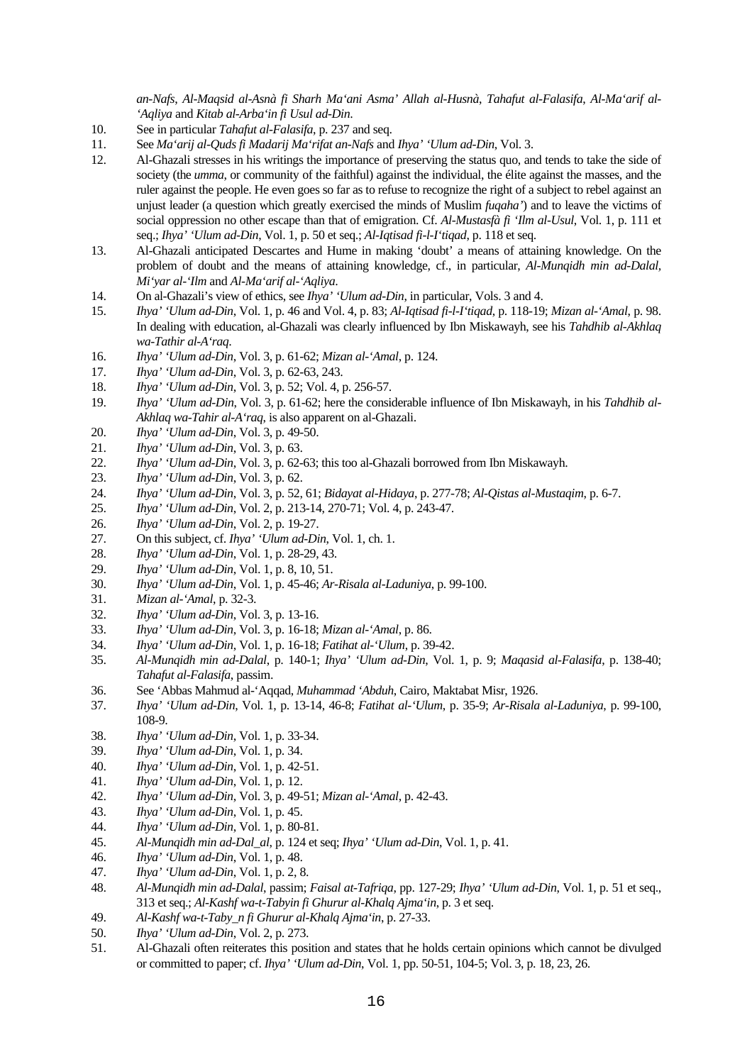*an-Nafs*, *Al-Maqsid al-Asnà fi Sharh Ma'ani Asma' Allah al-Husnà*, *Tahafut al-Falasifa*, *Al-Ma'arif al-'Aqliya* and *Kitab al-Arba'in fi Usul ad-Din*.

10. See in particular *Tahafut al-Falasifa*, p. 237 and seq.
11. See *Ma'arij al-Quds fi Madarij Ma'rifat an-Nafs* and *Ihya' 'Ulum ad-Din*, Vol. 3.
12. Al-Ghazali stresses in his writings the importance of preserving the status quo, and tends to take the side of society (the *umma*, or community of the faithful) against the individual, the élite against the masses, and the ruler against the people. He even goes so far as to refuse to recognize the right of a subject to rebel against an unjust leader (a question which greatly exercised the minds of Muslim *fuqaha'*) and to leave the victims of social oppression no other escape than that of emigration. Cf. *Al-Mustasfà fi 'Ilm al-Usul*, Vol. 1, p. 111 et seq.; *Ihya' 'Ulum ad-Din*, Vol. 1, p. 50 et seq.; *Al-Iqtisad fi-l-I'tiqad*, p. 118 et seq.
13. Al-Ghazali anticipated Descartes and Hume in making 'doubt' a means of attaining knowledge. On the problem of doubt and the means of attaining knowledge, cf., in particular, *Al-Munqidh min ad-Dalal*, *Mi'yar al-'Ilm* and *Al-Ma'arif al-'Aqliya*.
14. On al-Ghazali's view of ethics, see *Ihya' 'Ulum ad-Din*, in particular, Vols. 3 and 4.
15. *Ihya' 'Ulum ad-Din*, Vol. 1, p. 46 and Vol. 4, p. 83; *Al-Iqtisad fi-l-I'tiqad*, p. 118-19; *Mizan al-'Amal*, p. 98. In dealing with education, al-Ghazali was clearly influenced by Ibn Miskawayh, see his *Tahdhib al-Akhlaq wa-Tathir al-A'raq*.
16. *Ihya' 'Ulum ad-Din*, Vol. 3, p. 61-62; *Mizan al-'Amal*, p. 124.
17. *Ihya' 'Ulum ad-Din*, Vol. 3, p. 62-63, 243.
18. *Ihya' 'Ulum ad-Din*, Vol. 3, p. 52; Vol. 4, p. 256-57.
19. *Ihya' 'Ulum ad-Din*, Vol. 3, p. 61-62; here the considerable influence of Ibn Miskawayh, in his *Tahdhib al-Akhlaq wa-Tahir al-A'raq*, is also apparent on al-Ghazali.
20. *Ihya' 'Ulum ad-Din*, Vol. 3, p. 49-50.
21. *Ihya' 'Ulum ad-Din*, Vol. 3, p. 63.
22. *Ihya' 'Ulum ad-Din*, Vol. 3, p. 62-63; this too al-Ghazali borrowed from Ibn Miskawayh.
23. *Ihya' 'Ulum ad-Din*, Vol. 3, p. 62.
24. *Ihya' 'Ulum ad-Din*, Vol. 3, p. 52, 61; *Bidayat al-Hidaya*, p. 277-78; *Al-Qistas al-Mustaqim*, p. 6-7.
25. *Ihya' 'Ulum ad-Din*, Vol. 2, p. 213-14, 270-71; Vol. 4, p. 243-47.
26. *Ihya' 'Ulum ad-Din*, Vol. 2, p. 19-27.
27. On this subject, cf. *Ihya' 'Ulum ad-Din*, Vol. 1, ch. 1.
28. *Ihya' 'Ulum ad-Din*, Vol. 1, p. 28-29, 43.
29. *Ihya' 'Ulum ad-Din*, Vol. 1, p. 8, 10, 51.
30. *Ihya' 'Ulum ad-Din*, Vol. 1, p. 45-46; *Ar-Risala al-Laduniya*, p. 99-100.
31. *Mizan al-'Amal*, p. 32-3.
32. *Ihya' 'Ulum ad-Din*, Vol. 3, p. 13-16.
33. *Ihya' 'Ulum ad-Din*, Vol. 3, p. 16-18; *Mizan al-'Amal*, p. 86.
34. *Ihya' 'Ulum ad-Din*, Vol. 1, p. 16-18; *Fatihat al-'Ulum*, p. 39-42.
35. *Al-Munqidh min ad-Dalal*, p. 140-1; *Ihya' 'Ulum ad-Din*, Vol. 1, p. 9; *Maqasid al-Falasifa*, p. 138-40; *Tahafut al-Falasifa*, passim.
36. See 'Abbas Mahmud al-'Aqqad, *Muhammad 'Abduh*, Cairo, Maktabat Misr, 1926.
37. *Ihya' 'Ulum ad-Din*, Vol. 1, p. 13-14, 46-8; *Fatihat al-'Ulum*, p. 35-9; *Ar-Risala al-Laduniya*, p. 99-100, 108-9.
38. *Ihya' 'Ulum ad-Din*, Vol. 1, p. 33-34.
39. *Ihya' 'Ulum ad-Din*, Vol. 1, p. 34.
40. *Ihya' 'Ulum ad-Din*, Vol. 1, p. 42-51.
41. *Ihya' 'Ulum ad-Din*, Vol. 1, p. 12.
42. *Ihya' 'Ulum ad-Din*, Vol. 3, p. 49-51; *Mizan al-'Amal*, p. 42-43.
43. *Ihya' 'Ulum ad-Din*, Vol. 1, p. 45.
44. *Ihya' 'Ulum ad-Din*, Vol. 1, p. 80-81.
45. *Al-Munqidh min ad-Dal_al*, p. 124 et seq; *Ihya' 'Ulum ad-Din*, Vol. 1, p. 41.
46. *Ihya' 'Ulum ad-Din*, Vol. 1, p. 48.
47. *Ihya' 'Ulum ad-Din*, Vol. 1, p. 2, 8.
48. *Al-Munqidh min ad-Dalal*, passim; *Faisal at-Tafriqa*, pp. 127-29; *Ihya' 'Ulum ad-Din*, Vol. 1, p. 51 et seq., 313 et seq.; *Al-Kashf wa-t-Tabyin fi Ghurur al-Khalq Ajma'in*, p. 3 et seq.
49. *Al-Kashf wa-t-Taby_n fi Ghurur al-Khalq Ajma'in*, p. 27-33.
50. *Ihya' 'Ulum ad-Din*, Vol. 2, p. 273.
51. Al-Ghazali often reiterates this position and states that he holds certain opinions which cannot be divulged or committed to paper; cf. *Ihya' 'Ulum ad-Din*, Vol. 1, pp. 50-51, 104-5; Vol. 3, p. 18, 23, 26.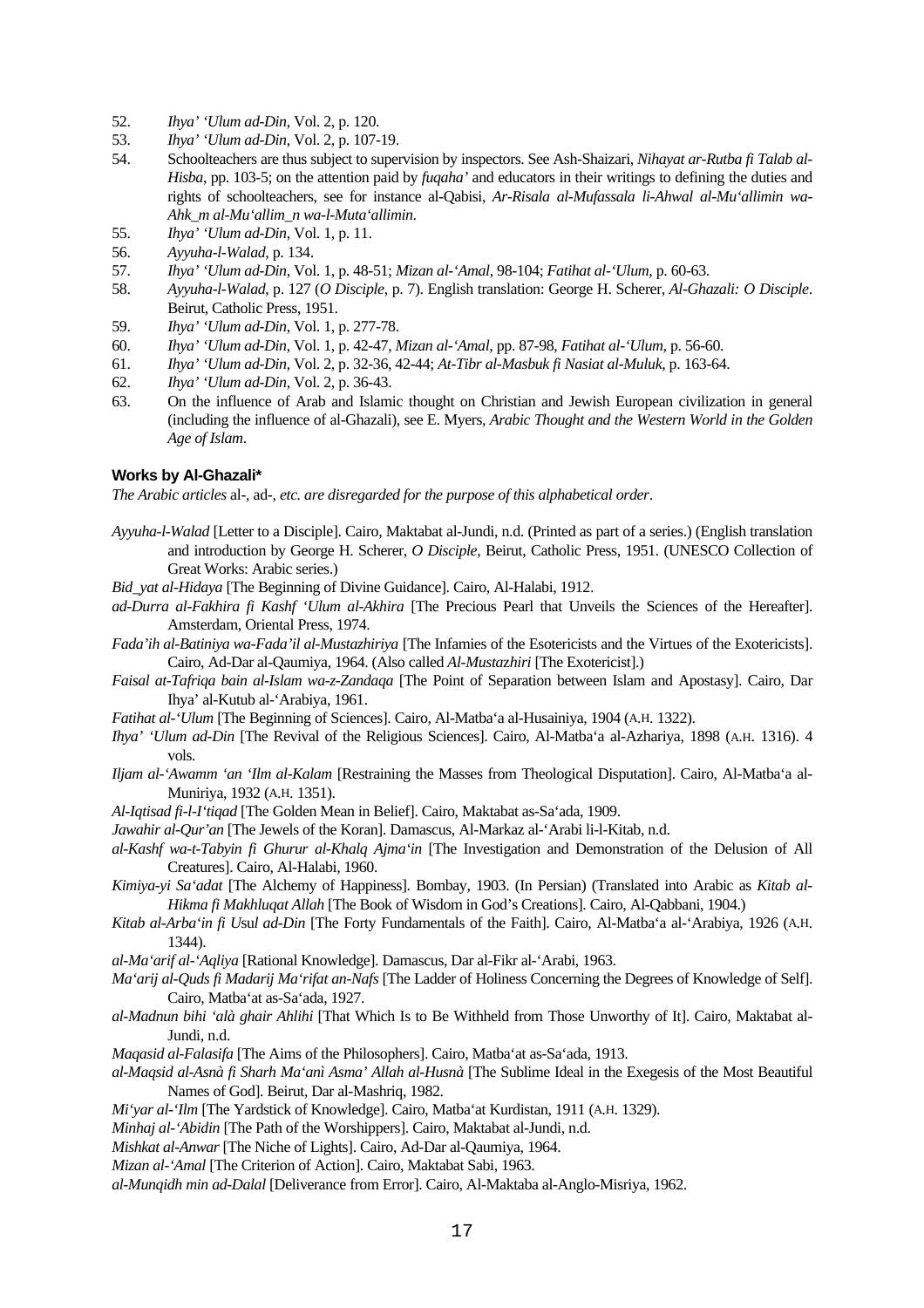52. *Ihya' 'Ulum ad-Din*, Vol. 2, p. 120.
53. *Ihya' 'Ulum ad-Din*, Vol. 2, p. 107-19.
54. Schoolteachers are thus subject to supervision by inspectors. See Ash-Shaizari, *Nihayat ar-Rutba fi Talab al-Hisba*, pp. 103-5; on the attention paid by *fuqaha'* and educators in their writings to defining the duties and rights of schoolteachers, see for instance al-Qabisi, *Ar-Risala al-Mufassala li-Ahwal al-Mu'allimin wa-Ahk_m al-Mu'allim_n wa-l-Muta'allimin.*
55. *Ihya' 'Ulum ad-Din*, Vol. 1, p. 11.
56. *Ayyuha-l-Walad*, p. 134.
57. *Ihya' 'Ulum ad-Din*, Vol. 1, p. 48-51; *Mizan al-'Amal*, 98-104; *Fatihat al-'Ulum*, p. 60-63.
58. *Ayyuha-l-Walad*, p. 127 (*O Disciple*, p. 7). English translation: George H. Scherer, *Al-Ghazali: O Disciple*. Beirut, Catholic Press, 1951.
59. *Ihya' 'Ulum ad-Din*, Vol. 1, p. 277-78.
60. *Ihya' 'Ulum ad-Din*, Vol. 1, p. 42-47, *Mizan al-'Amal*, pp. 87-98, *Fatihat al-'Ulum*, p. 56-60.
61. *Ihya' 'Ulum ad-Din*, Vol. 2, p. 32-36, 42-44; *At-Tibr al-Masbuk fi Nasiat al-Muluk*, p. 163-64.
62. *Ihya' 'Ulum ad-Din*, Vol. 2, p. 36-43.
63. On the influence of Arab and Islamic thought on Christian and Jewish European civilization in general (including the influence of al-Ghazali), see E. Myers, *Arabic Thought and the Western World in the Golden Age of Islam*.

### Works by Al-Ghazali*

*The Arabic articles* al-, ad-, *etc. are disregarded for the purpose of this alphabetical order*.

*Ayyuha-l-Walad* [Letter to a Disciple]. Cairo, Maktabat al-Jundi, n.d. (Printed as part of a series.) (English translation and introduction by George H. Scherer, *O Disciple*, Beirut, Catholic Press, 1951. (UNESCO Collection of Great Works: Arabic series.)

*Bid_yat al-Hidaya* [The Beginning of Divine Guidance]. Cairo, Al-Halabi, 1912.

*ad-Durra al-Fakhira fi Kashf 'Ulum al-Akhira* [The Precious Pearl that Unveils the Sciences of the Hereafter]. Amsterdam, Oriental Press, 1974.

*Fada'ih al-Batiniya wa-Fada'il al-Mustazhiriya* [The Infamies of the Esotericists and the Virtues of the Exotericists]. Cairo, Ad-Dar al-Qaumiya, 1964. (Also called *Al-Mustazhiri* [The Exotericist].)

*Faisal at-Tafriqa bain al-Islam wa-z-Zandaqa* [The Point of Separation between Islam and Apostasy]. Cairo, Dar Ihya' al-Kutub al-'Arabiya, 1961.

*Fatihat al-'Ulum* [The Beginning of Sciences]. Cairo, Al-Matba'a al-Husainiya, 1904 (A.H. 1322).

*Ihya' 'Ulum ad-Din* [The Revival of the Religious Sciences]. Cairo, Al-Matba'a al-Azhariya, 1898 (A.H. 1316). 4 vols.

*Iljam al-'Awamm 'an 'Ilm al-Kalam* [Restraining the Masses from Theological Disputation]. Cairo, Al-Matba'a al-Muniriya, 1932 (A.H. 1351).

*Al-Iqtisad fi-l-I'tiqad* [The Golden Mean in Belief]. Cairo, Maktabat as-Sa'ada, 1909.

*Jawahir al-Qur'an* [The Jewels of the Koran]. Damascus, Al-Markaz al-'Arabi li-l-Kitab, n.d.

*al-Kashf wa-t-Tabyin fi Ghurur al-Khalq Ajma'in* [The Investigation and Demonstration of the Delusion of All Creatures]. Cairo, Al-Halabi, 1960.

*Kimiya-yi Sa'adat* [The Alchemy of Happiness]. Bombay, 1903. (In Persian) (Translated into Arabic as *Kitab al-Hikma fi Makhluqat Allah* [The Book of Wisdom in God's Creations]. Cairo, Al-Qabbani, 1904.)

*Kitab al-Arba'in fi Usul ad-Din* [The Forty Fundamentals of the Faith]. Cairo, Al-Matba'a al-'Arabiya, 1926 (A.H. 1344).

*al-Ma'arif al-'Aqliya* [Rational Knowledge]. Damascus, Dar al-Fikr al-'Arabi, 1963.

*Ma'arij al-Quds fi Madarij Ma'rifat an-Nafs* [The Ladder of Holiness Concerning the Degrees of Knowledge of Self]. Cairo, Matba'at as-Sa'ada, 1927.

*al-Madnun bihi 'alà ghair Ahlihi* [That Which Is to Be Withheld from Those Unworthy of It]. Cairo, Maktabat al-Jundi, n.d.

*Maqasid al-Falasifa* [The Aims of the Philosophers]. Cairo, Matba'at as-Sa'ada, 1913.

*al-Maqsid al-Asnà fi Sharh Ma'anì Asma' Allah al-Husnà* [The Sublime Ideal in the Exegesis of the Most Beautiful Names of God]. Beirut, Dar al-Mashriq, 1982.

*Mi'yar al-'Ilm* [The Yardstick of Knowledge]. Cairo, Matba'at Kurdistan, 1911 (A.H. 1329).

*Minhaj al-'Abidin* [The Path of the Worshippers]. Cairo, Maktabat al-Jundi, n.d.

*Mishkat al-Anwar* [The Niche of Lights]. Cairo, Ad-Dar al-Qaumiya, 1964.

*Mizan al-'Amal* [The Criterion of Action]. Cairo, Maktabat Sabi, 1963.

*al-Munqidh min ad-Dalal* [Deliverance from Error]. Cairo, Al-Maktaba al-Anglo-Misriya, 1962.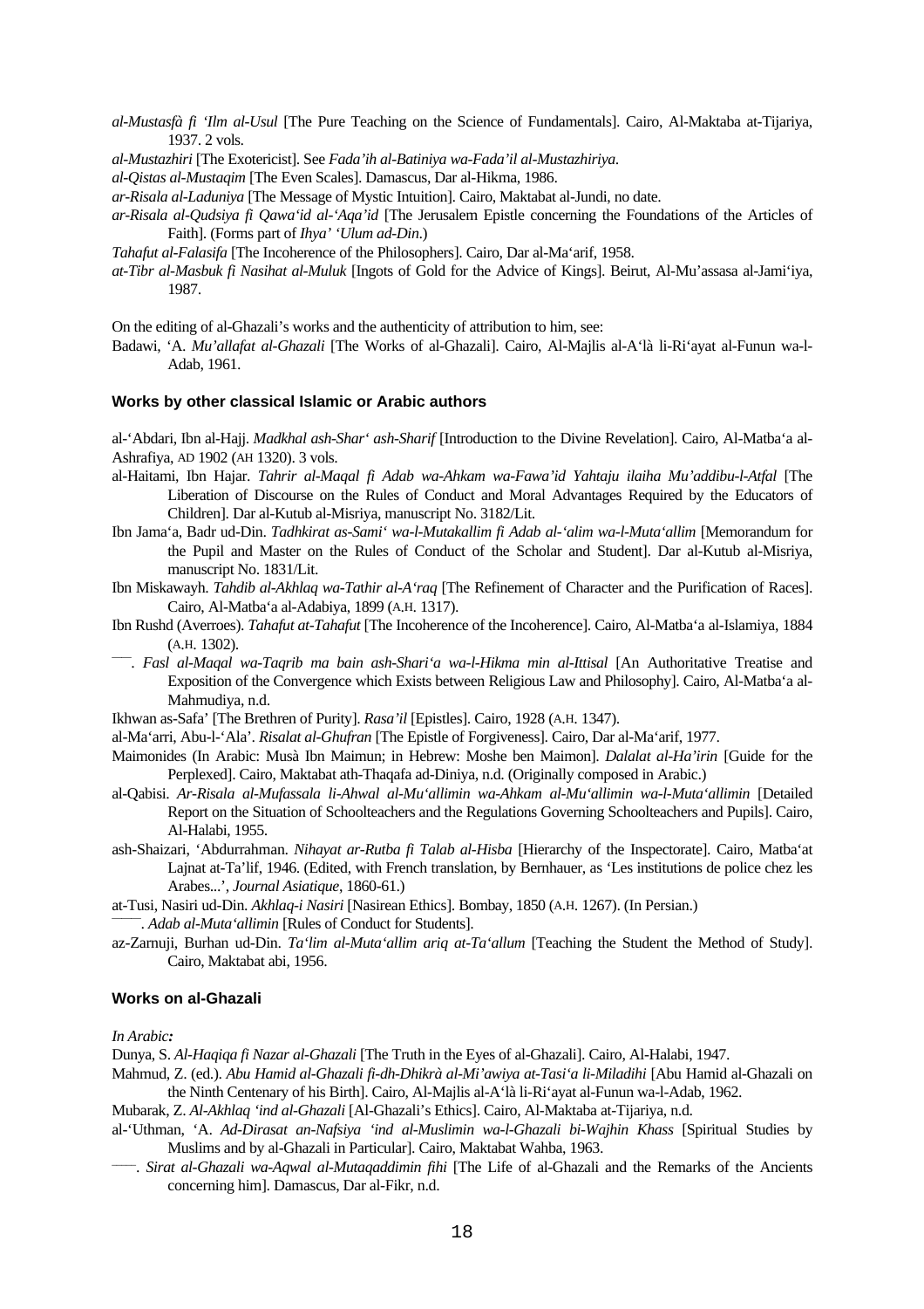*al-Mustasfà fi ‘Ilm al-Usul* [The Pure Teaching on the Science of Fundamentals]. Cairo, Al-Maktaba at-Tijariya, 1937. 2 vols.

*al-Mustazhiri* [The Exotericist]. See *Fada’ih al-Batiniya wa-Fada’il al-Mustazhiriya*.

*al-Qistas al-Mustaqim* [The Even Scales]. Damascus, Dar al-Hikma, 1986.

*ar-Risala al-Laduniya* [The Message of Mystic Intuition]. Cairo, Maktabat al-Jundi, no date.

*ar-Risala al-Qudsiya fi Qawa‘id al-‘Aqa’id* [The Jerusalem Epistle concerning the Foundations of the Articles of Faith]. (Forms part of *Ihya’ ‘Ulum ad-Din*.)

*Tahafut al-Falasifa* [The Incoherence of the Philosophers]. Cairo, Dar al-Ma‘arif, 1958.

*at-Tibr al-Masbuk fi Nasihat al-Muluk* [Ingots of Gold for the Advice of Kings]. Beirut, Al-Mu’assasa al-Jami‘iya, 1987.

On the editing of al-Ghazali’s works and the authenticity of attribution to him, see:

Badawi, ‘A. *Mu’allafat al-Ghazali* [The Works of al-Ghazali]. Cairo, Al-Majlis al-A‘là li-Ri‘ayat al-Funun wa-l-Adab, 1961.

### Works by other classical Islamic or Arabic authors

al-‘Abdari, Ibn al-Hajj. *Madkhal ash-Shar‘ ash-Sharif* [Introduction to the Divine Revelation]. Cairo, Al-Matba‘a al-Ashrafiya, AD 1902 (AH 1320). 3 vols.

al-Haitami, Ibn Hajar. *Tahrir al-Maqal fi Adab wa-Ahkam wa-Fawa’id Yahtaju ilaiha Mu’addibu-l-Atfal* [The Liberation of Discourse on the Rules of Conduct and Moral Advantages Required by the Educators of Children]. Dar al-Kutub al-Misriya, manuscript No. 3182/Lit.

Ibn Jama‘a, Badr ud-Din. *Tadhkirat as-Sami‘ wa-l-Mutakallim fi Adab al-‘alim wa-l-Muta‘allim* [Memorandum for the Pupil and Master on the Rules of Conduct of the Scholar and Student]. Dar al-Kutub al-Misriya, manuscript No. 1831/Lit.

Ibn Miskawayh. *Tahdib al-Akhlaq wa-Tathir al-A‘raq* [The Refinement of Character and the Purification of Races]. Cairo, Al-Matba‘a al-Adabiya, 1899 (A.H. 1317).

Ibn Rushd (Averroes). *Tahafut at-Tahafut* [The Incoherence of the Incoherence]. Cairo, Al-Matba‘a al-Islamiya, 1884 (A.H. 1302).

——. *Fasl al-Maqal wa-Taqrib ma bain ash-Shari‘a wa-l-Hikma min al-Ittisal* [An Authoritative Treatise and Exposition of the Convergence which Exists between Religious Law and Philosophy]. Cairo, Al-Matba‘a al-Mahmudiya, n.d.

Ikhwan as-Safa’ [The Brethren of Purity]. *Rasa’il* [Epistles]. Cairo, 1928 (A.H. 1347).

al-Ma‘arri, Abu-l-‘Ala’. *Risalat al-Ghufran* [The Epistle of Forgiveness]. Cairo, Dar al-Ma‘arif, 1977.

Maimonides (In Arabic: Musà Ibn Maimun; in Hebrew: Moshe ben Maimon). *Dalalat al-Ha’irin* [Guide for the Perplexed]. Cairo, Maktabat ath-Thaqafa ad-Diniya, n.d. (Originally composed in Arabic.)

al-Qabisi. *Ar-Risala al-Mufassala li-Ahwal al-Mu‘allimin wa-Ahkam al-Mu‘allimin wa-l-Muta‘allimin* [Detailed Report on the Situation of Schoolteachers and the Regulations Governing Schoolteachers and Pupils]. Cairo, Al-Halabi, 1955.

ash-Shaizari, ‘Abdurrahman. *Nihayat ar-Rutba fi Talab al-Hisba* [Hierarchy of the Inspectorate]. Cairo, Matba‘at Lajnat at-Ta’lif, 1946. (Edited, with French translation, by Bernhauer, as ‘Les institutions de police chez les Arabes...’, *Journal Asiatique*, 1860-61.)

at-Tusi, Nasiri ud-Din. *Akhlaq-i Nasiri* [Nasirean Ethics]. Bombay, 1850 (A.H. 1267). (In Persian.)

——. *Adab al-Muta‘allimin* [Rules of Conduct for Students].

az-Zarnuji, Burhan ud-Din. *Ta‘lim al-Muta‘allim ariq at-Ta‘allum* [Teaching the Student the Method of Study]. Cairo, Maktabat abi, 1956.

### Works on al-Ghazali

***In Arabic:***

Dunya, S. *Al-Haqiqa fi Nazar al-Ghazali* [The Truth in the Eyes of al-Ghazali]. Cairo, Al-Halabi, 1947.

Mahmud, Z. (ed.). *Abu Hamid al-Ghazali fi-dh-Dhikrà al-Mi’awiya at-Tasi‘a li-Miladihi* [Abu Hamid al-Ghazali on the Ninth Centenary of his Birth]. Cairo, Al-Majlis al-A‘là li-Ri‘ayat al-Funun wa-l-Adab, 1962.

Mubarak, Z. *Al-Akhlaq ‘ind al-Ghazali* [Al-Ghazali’s Ethics]. Cairo, Al-Maktaba at-Tijariya, n.d.

al-‘Uthman, ‘A. *Ad-Dirasat an-Nafsiya ‘ind al-Muslimin wa-l-Ghazali bi-Wajhin Khass* [Spiritual Studies by Muslims and by al-Ghazali in Particular]. Cairo, Maktabat Wahba, 1963.

——. *Sirat al-Ghazali wa-Aqwal al-Mutaqaddimin fihi* [The Life of al-Ghazali and the Remarks of the Ancients concerning him]. Damascus, Dar al-Fikr, n.d.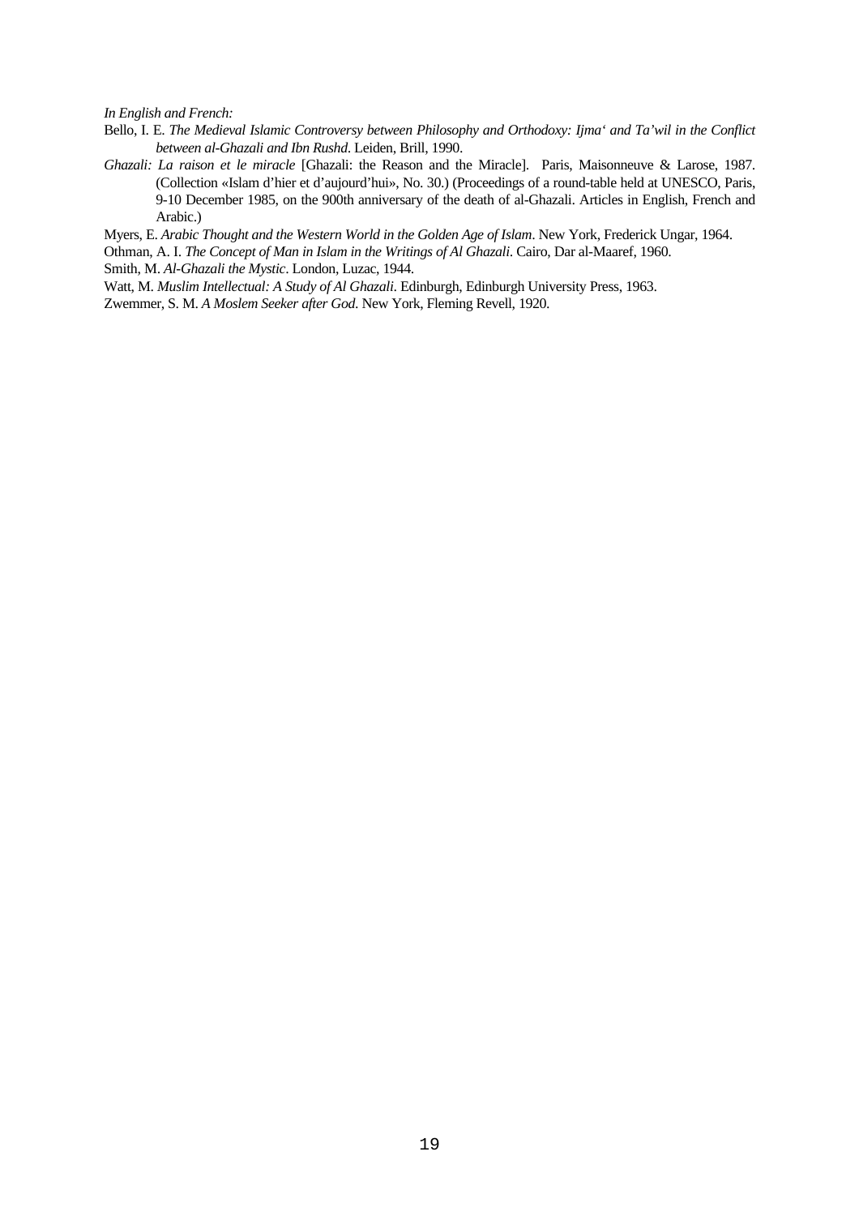*In English and French:*

Bello, I. E. *The Medieval Islamic Controversy between Philosophy and Orthodoxy: Ijma‘ and Ta’wil in the Conflict between al-Ghazali and Ibn Rushd*. Leiden, Brill, 1990.

*Ghazali: La raison et le miracle* [Ghazali: the Reason and the Miracle]. Paris, Maisonneuve & Larose, 1987. (Collection «Islam d’hier et d’aujourd’hui», No. 30.) (Proceedings of a round-table held at UNESCO, Paris, 9-10 December 1985, on the 900th anniversary of the death of al-Ghazali. Articles in English, French and Arabic.)

Myers, E. *Arabic Thought and the Western World in the Golden Age of Islam*. New York, Frederick Ungar, 1964.

Othman, A. I. *The Concept of Man in Islam in the Writings of Al Ghazali*. Cairo, Dar al-Maaref, 1960.

Smith, M. *Al-Ghazali the Mystic*. London, Luzac, 1944.

Watt, M. *Muslim Intellectual: A Study of Al Ghazali*. Edinburgh, Edinburgh University Press, 1963.

Zwemmer, S. M. *A Moslem Seeker after God*. New York, Fleming Revell, 1920.